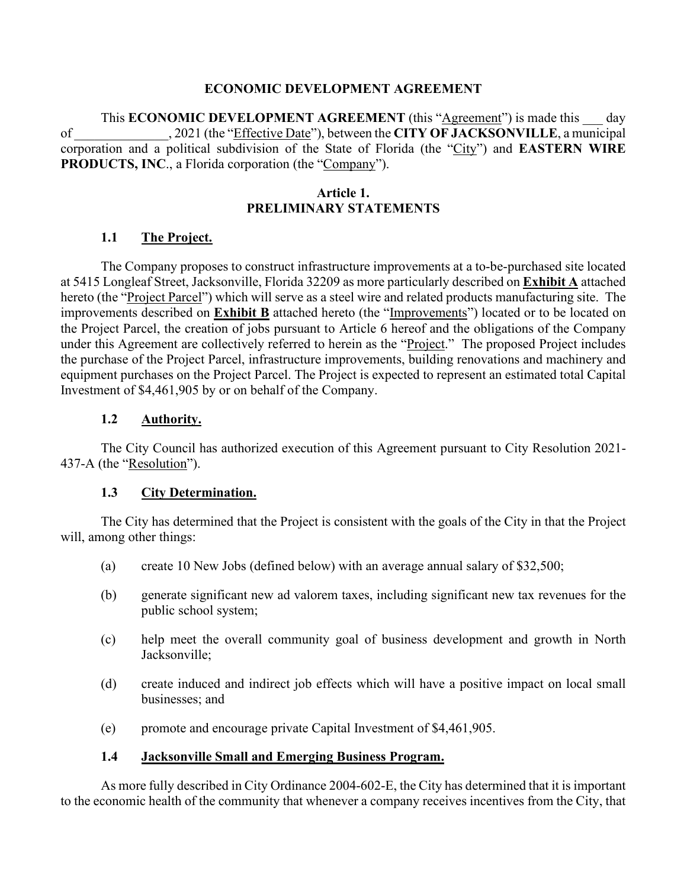# ECONOMIC DEVELOPMENT AGREEMENT

This **ECONOMIC DEVELOPMENT AGREEMENT** (this "Agreement") is made this ___ day of ______________, 2021 (the "Effective Date"), between the **CITY OF JACKSONVILLE**, a municipal corporation and a political subdivision of the State of Florida (the "City") and **EASTERN WIRE PRODUCTS, INC**., a Florida corporation (the "Company").

## Article 1.
## PRELIMINARY STATEMENTS

### 1.1 The Project.

The Company proposes to construct infrastructure improvements at a to-be-purchased site located at 5415 Longleaf Street, Jacksonville, Florida 32209 as more particularly described on **Exhibit A** attached hereto (the "Project Parcel") which will serve as a steel wire and related products manufacturing site. The improvements described on **Exhibit B** attached hereto (the "Improvements") located or to be located on the Project Parcel, the creation of jobs pursuant to Article 6 hereof and the obligations of the Company under this Agreement are collectively referred to herein as the "Project." The proposed Project includes the purchase of the Project Parcel, infrastructure improvements, building renovations and machinery and equipment purchases on the Project Parcel. The Project is expected to represent an estimated total Capital Investment of $4,461,905 by or on behalf of the Company.

### 1.2 Authority.

The City Council has authorized execution of this Agreement pursuant to City Resolution 2021-437-A (the "Resolution").

### 1.3 City Determination.

The City has determined that the Project is consistent with the goals of the City in that the Project will, among other things:

(a) create 10 New Jobs (defined below) with an average annual salary of $32,500;

(b) generate significant new ad valorem taxes, including significant new tax revenues for the public school system;

(c) help meet the overall community goal of business development and growth in North Jacksonville;

(d) create induced and indirect job effects which will have a positive impact on local small businesses; and

(e) promote and encourage private Capital Investment of $4,461,905.

### 1.4 Jacksonville Small and Emerging Business Program.

As more fully described in City Ordinance 2004-602-E, the City has determined that it is important to the economic health of the community that whenever a company receives incentives from the City, that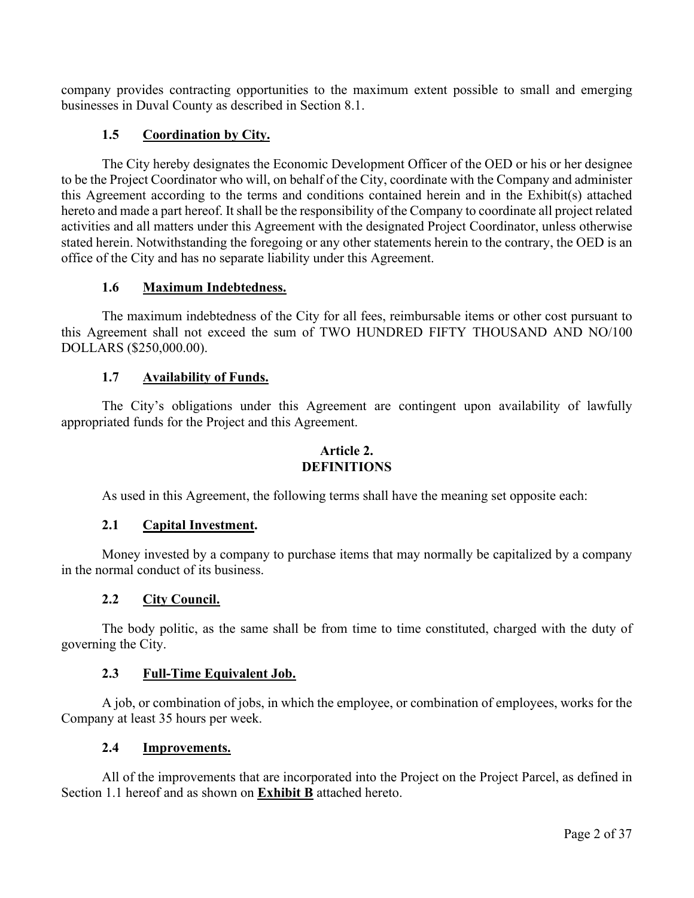company provides contracting opportunities to the maximum extent possible to small and emerging businesses in Duval County as described in Section 8.1.

### 1.5 Coordination by City.

The City hereby designates the Economic Development Officer of the OED or his or her designee to be the Project Coordinator who will, on behalf of the City, coordinate with the Company and administer this Agreement according to the terms and conditions contained herein and in the Exhibit(s) attached hereto and made a part hereof. It shall be the responsibility of the Company to coordinate all project related activities and all matters under this Agreement with the designated Project Coordinator, unless otherwise stated herein. Notwithstanding the foregoing or any other statements herein to the contrary, the OED is an office of the City and has no separate liability under this Agreement.

### 1.6 Maximum Indebtedness.

The maximum indebtedness of the City for all fees, reimbursable items or other cost pursuant to this Agreement shall not exceed the sum of TWO HUNDRED FIFTY THOUSAND AND NO/100 DOLLARS ($250,000.00).

### 1.7 Availability of Funds.

The City's obligations under this Agreement are contingent upon availability of lawfully appropriated funds for the Project and this Agreement.

## Article 2. DEFINITIONS

As used in this Agreement, the following terms shall have the meaning set opposite each:

### 2.1 Capital Investment.

Money invested by a company to purchase items that may normally be capitalized by a company in the normal conduct of its business.

### 2.2 City Council.

The body politic, as the same shall be from time to time constituted, charged with the duty of governing the City.

### 2.3 Full-Time Equivalent Job.

A job, or combination of jobs, in which the employee, or combination of employees, works for the Company at least 35 hours per week.

### 2.4 Improvements.

All of the improvements that are incorporated into the Project on the Project Parcel, as defined in Section 1.1 hereof and as shown on **Exhibit B** attached hereto.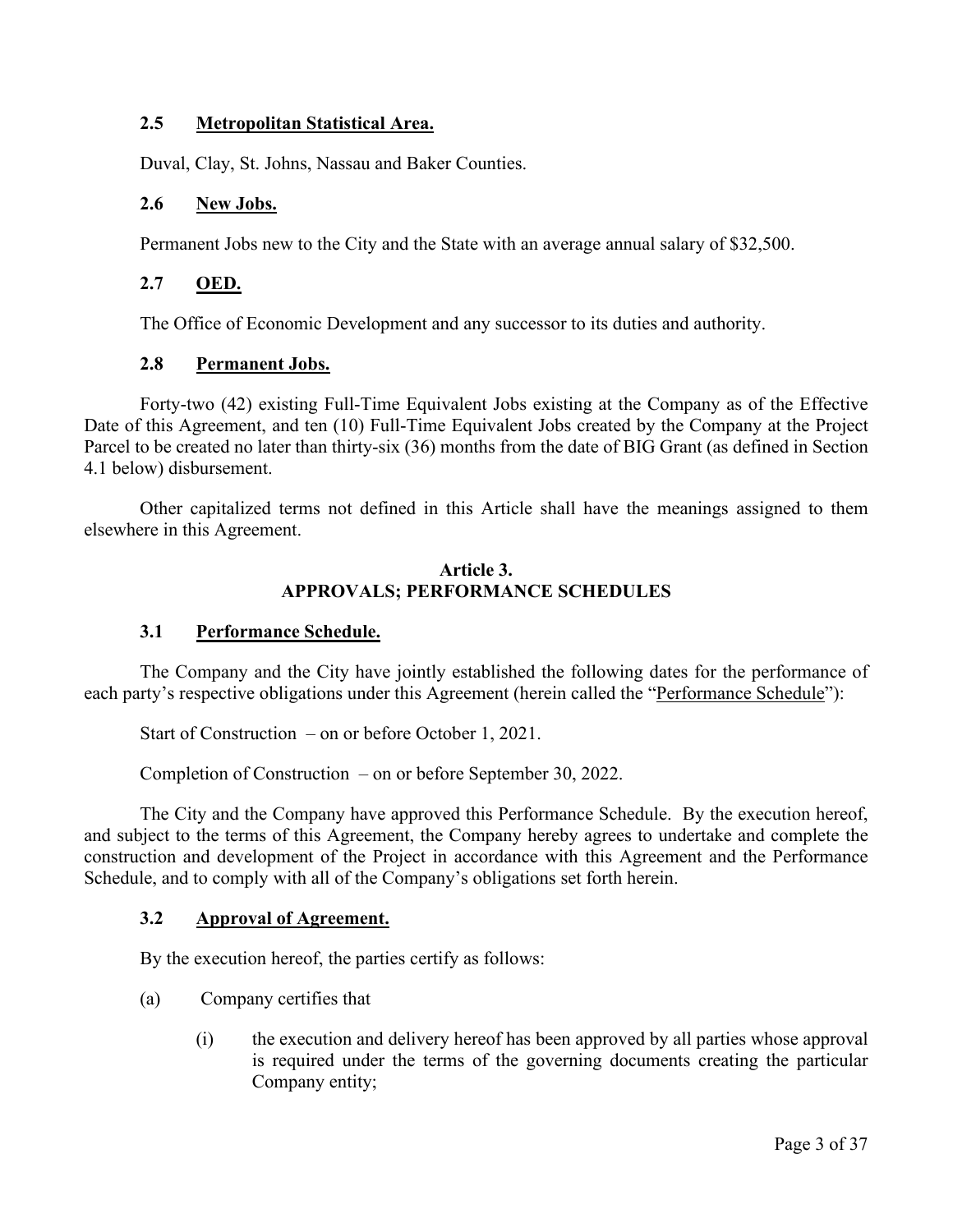### 2.5 Metropolitan Statistical Area.

Duval, Clay, St. Johns, Nassau and Baker Counties.

### 2.6 New Jobs.

Permanent Jobs new to the City and the State with an average annual salary of $32,500.

### 2.7 OED.

The Office of Economic Development and any successor to its duties and authority.

### 2.8 Permanent Jobs.

Forty-two (42) existing Full-Time Equivalent Jobs existing at the Company as of the Effective Date of this Agreement, and ten (10) Full-Time Equivalent Jobs created by the Company at the Project Parcel to be created no later than thirty-six (36) months from the date of BIG Grant (as defined in Section 4.1 below) disbursement.

Other capitalized terms not defined in this Article shall have the meanings assigned to them elsewhere in this Agreement.

## Article 3.
## APPROVALS; PERFORMANCE SCHEDULES

### 3.1 Performance Schedule.

The Company and the City have jointly established the following dates for the performance of each party's respective obligations under this Agreement (herein called the "Performance Schedule"):

Start of Construction – on or before October 1, 2021.

Completion of Construction – on or before September 30, 2022.

The City and the Company have approved this Performance Schedule. By the execution hereof, and subject to the terms of this Agreement, the Company hereby agrees to undertake and complete the construction and development of the Project in accordance with this Agreement and the Performance Schedule, and to comply with all of the Company's obligations set forth herein.

### 3.2 Approval of Agreement.

By the execution hereof, the parties certify as follows:

(a) Company certifies that

(i) the execution and delivery hereof has been approved by all parties whose approval is required under the terms of the governing documents creating the particular Company entity;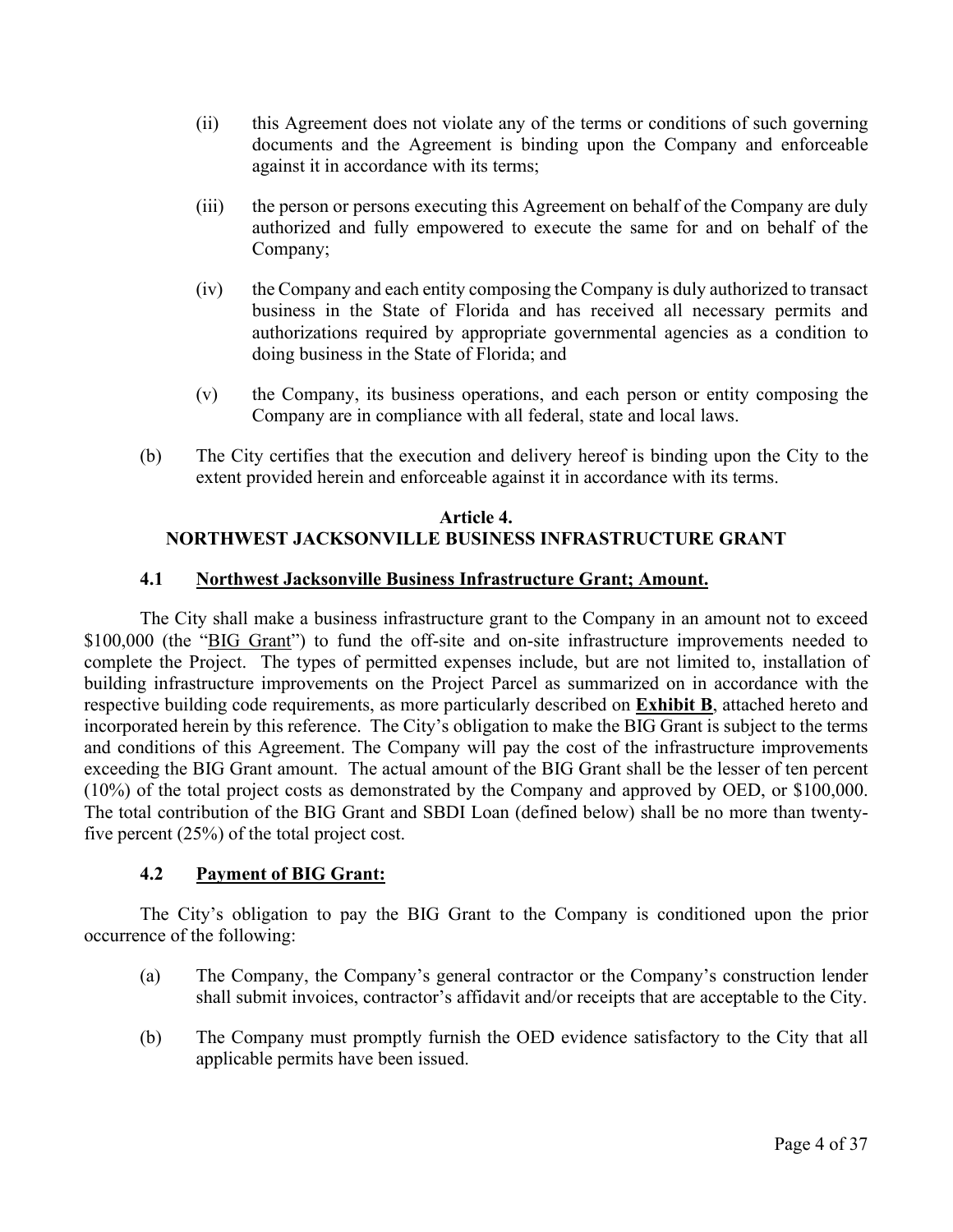(ii) this Agreement does not violate any of the terms or conditions of such governing documents and the Agreement is binding upon the Company and enforceable against it in accordance with its terms;

(iii) the person or persons executing this Agreement on behalf of the Company are duly authorized and fully empowered to execute the same for and on behalf of the Company;

(iv) the Company and each entity composing the Company is duly authorized to transact business in the State of Florida and has received all necessary permits and authorizations required by appropriate governmental agencies as a condition to doing business in the State of Florida; and

(v) the Company, its business operations, and each person or entity composing the Company are in compliance with all federal, state and local laws.

(b) The City certifies that the execution and delivery hereof is binding upon the City to the extent provided herein and enforceable against it in accordance with its terms.

## Article 4.
## NORTHWEST JACKSONVILLE BUSINESS INFRASTRUCTURE GRANT

### 4.1 Northwest Jacksonville Business Infrastructure Grant; Amount.

The City shall make a business infrastructure grant to the Company in an amount not to exceed $100,000 (the "BIG Grant") to fund the off-site and on-site infrastructure improvements needed to complete the Project. The types of permitted expenses include, but are not limited to, installation of building infrastructure improvements on the Project Parcel as summarized on in accordance with the respective building code requirements, as more particularly described on **Exhibit B**, attached hereto and incorporated herein by this reference. The City's obligation to make the BIG Grant is subject to the terms and conditions of this Agreement. The Company will pay the cost of the infrastructure improvements exceeding the BIG Grant amount. The actual amount of the BIG Grant shall be the lesser of ten percent (10%) of the total project costs as demonstrated by the Company and approved by OED, or $100,000. The total contribution of the BIG Grant and SBDI Loan (defined below) shall be no more than twenty-five percent (25%) of the total project cost.

### 4.2 Payment of BIG Grant:

The City's obligation to pay the BIG Grant to the Company is conditioned upon the prior occurrence of the following:

(a) The Company, the Company's general contractor or the Company's construction lender shall submit invoices, contractor's affidavit and/or receipts that are acceptable to the City.

(b) The Company must promptly furnish the OED evidence satisfactory to the City that all applicable permits have been issued.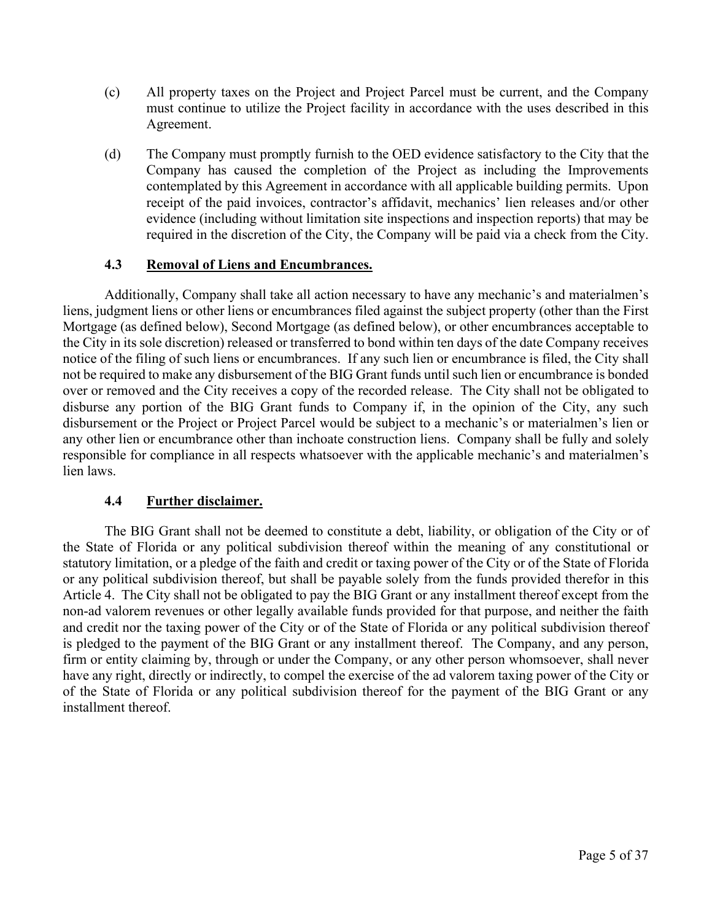(c) All property taxes on the Project and Project Parcel must be current, and the Company must continue to utilize the Project facility in accordance with the uses described in this Agreement.

(d) The Company must promptly furnish to the OED evidence satisfactory to the City that the Company has caused the completion of the Project as including the Improvements contemplated by this Agreement in accordance with all applicable building permits. Upon receipt of the paid invoices, contractor's affidavit, mechanics' lien releases and/or other evidence (including without limitation site inspections and inspection reports) that may be required in the discretion of the City, the Company will be paid via a check from the City.

### 4.3 Removal of Liens and Encumbrances.

Additionally, Company shall take all action necessary to have any mechanic's and materialmen's liens, judgment liens or other liens or encumbrances filed against the subject property (other than the First Mortgage (as defined below), Second Mortgage (as defined below), or other encumbrances acceptable to the City in its sole discretion) released or transferred to bond within ten days of the date Company receives notice of the filing of such liens or encumbrances. If any such lien or encumbrance is filed, the City shall not be required to make any disbursement of the BIG Grant funds until such lien or encumbrance is bonded over or removed and the City receives a copy of the recorded release. The City shall not be obligated to disburse any portion of the BIG Grant funds to Company if, in the opinion of the City, any such disbursement or the Project or Project Parcel would be subject to a mechanic's or materialmen's lien or any other lien or encumbrance other than inchoate construction liens. Company shall be fully and solely responsible for compliance in all respects whatsoever with the applicable mechanic's and materialmen's lien laws.

### 4.4 Further disclaimer.

The BIG Grant shall not be deemed to constitute a debt, liability, or obligation of the City or of the State of Florida or any political subdivision thereof within the meaning of any constitutional or statutory limitation, or a pledge of the faith and credit or taxing power of the City or of the State of Florida or any political subdivision thereof, but shall be payable solely from the funds provided therefor in this Article 4. The City shall not be obligated to pay the BIG Grant or any installment thereof except from the non-ad valorem revenues or other legally available funds provided for that purpose, and neither the faith and credit nor the taxing power of the City or of the State of Florida or any political subdivision thereof is pledged to the payment of the BIG Grant or any installment thereof. The Company, and any person, firm or entity claiming by, through or under the Company, or any other person whomsoever, shall never have any right, directly or indirectly, to compel the exercise of the ad valorem taxing power of the City or of the State of Florida or any political subdivision thereof for the payment of the BIG Grant or any installment thereof.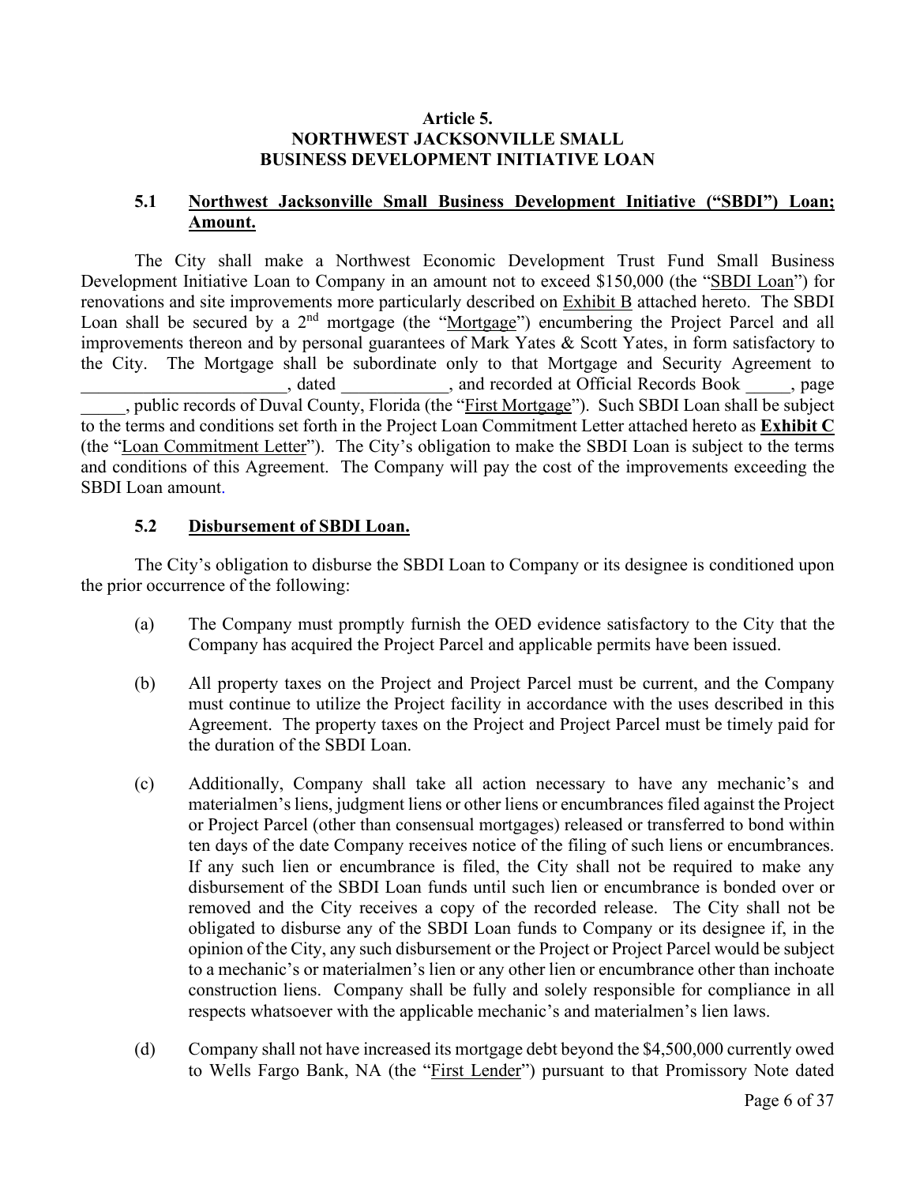## Article 5.
## NORTHWEST JACKSONVILLE SMALL BUSINESS DEVELOPMENT INITIATIVE LOAN

### 5.1 Northwest Jacksonville Small Business Development Initiative ("SBDI") Loan; Amount.

The City shall make a Northwest Economic Development Trust Fund Small Business Development Initiative Loan to Company in an amount not to exceed $150,000 (the "SBDI Loan") for renovations and site improvements more particularly described on Exhibit B attached hereto. The SBDI Loan shall be secured by a 2nd mortgage (the "Mortgage") encumbering the Project Parcel and all improvements thereon and by personal guarantees of Mark Yates & Scott Yates, in form satisfactory to the City. The Mortgage shall be subordinate only to that Mortgage and Security Agreement to _______________________, dated ___________, and recorded at Official Records Book _____, page _____, public records of Duval County, Florida (the "First Mortgage"). Such SBDI Loan shall be subject to the terms and conditions set forth in the Project Loan Commitment Letter attached hereto as **Exhibit C** (the "Loan Commitment Letter"). The City's obligation to make the SBDI Loan is subject to the terms and conditions of this Agreement. The Company will pay the cost of the improvements exceeding the SBDI Loan amount.

### 5.2 Disbursement of SBDI Loan.

The City's obligation to disburse the SBDI Loan to Company or its designee is conditioned upon the prior occurrence of the following:

(a) The Company must promptly furnish the OED evidence satisfactory to the City that the Company has acquired the Project Parcel and applicable permits have been issued.

(b) All property taxes on the Project and Project Parcel must be current, and the Company must continue to utilize the Project facility in accordance with the uses described in this Agreement. The property taxes on the Project and Project Parcel must be timely paid for the duration of the SBDI Loan.

(c) Additionally, Company shall take all action necessary to have any mechanic's and materialmen's liens, judgment liens or other liens or encumbrances filed against the Project or Project Parcel (other than consensual mortgages) released or transferred to bond within ten days of the date Company receives notice of the filing of such liens or encumbrances. If any such lien or encumbrance is filed, the City shall not be required to make any disbursement of the SBDI Loan funds until such lien or encumbrance is bonded over or removed and the City receives a copy of the recorded release. The City shall not be obligated to disburse any of the SBDI Loan funds to Company or its designee if, in the opinion of the City, any such disbursement or the Project or Project Parcel would be subject to a mechanic's or materialmen's lien or any other lien or encumbrance other than inchoate construction liens. Company shall be fully and solely responsible for compliance in all respects whatsoever with the applicable mechanic's and materialmen's lien laws.

(d) Company shall not have increased its mortgage debt beyond the $4,500,000 currently owed to Wells Fargo Bank, NA (the "First Lender") pursuant to that Promissory Note dated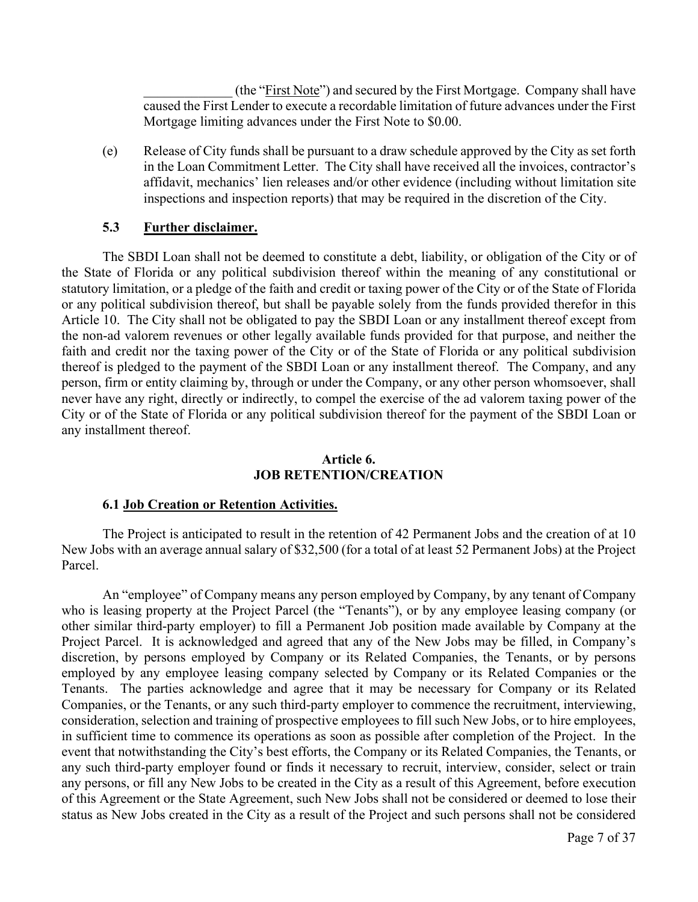_____________ (the "First Note") and secured by the First Mortgage. Company shall have caused the First Lender to execute a recordable limitation of future advances under the First Mortgage limiting advances under the First Note to $0.00.

(e) Release of City funds shall be pursuant to a draw schedule approved by the City as set forth in the Loan Commitment Letter. The City shall have received all the invoices, contractor's affidavit, mechanics' lien releases and/or other evidence (including without limitation site inspections and inspection reports) that may be required in the discretion of the City.

### 5.3 Further disclaimer.

The SBDI Loan shall not be deemed to constitute a debt, liability, or obligation of the City or of the State of Florida or any political subdivision thereof within the meaning of any constitutional or statutory limitation, or a pledge of the faith and credit or taxing power of the City or of the State of Florida or any political subdivision thereof, but shall be payable solely from the funds provided therefor in this Article 10. The City shall not be obligated to pay the SBDI Loan or any installment thereof except from the non-ad valorem revenues or other legally available funds provided for that purpose, and neither the faith and credit nor the taxing power of the City or of the State of Florida or any political subdivision thereof is pledged to the payment of the SBDI Loan or any installment thereof. The Company, and any person, firm or entity claiming by, through or under the Company, or any other person whomsoever, shall never have any right, directly or indirectly, to compel the exercise of the ad valorem taxing power of the City or of the State of Florida or any political subdivision thereof for the payment of the SBDI Loan or any installment thereof.

## Article 6.
## JOB RETENTION/CREATION

### 6.1 Job Creation or Retention Activities.

The Project is anticipated to result in the retention of 42 Permanent Jobs and the creation of at 10 New Jobs with an average annual salary of $32,500 (for a total of at least 52 Permanent Jobs) at the Project Parcel.

An "employee" of Company means any person employed by Company, by any tenant of Company who is leasing property at the Project Parcel (the "Tenants"), or by any employee leasing company (or other similar third-party employer) to fill a Permanent Job position made available by Company at the Project Parcel. It is acknowledged and agreed that any of the New Jobs may be filled, in Company's discretion, by persons employed by Company or its Related Companies, the Tenants, or by persons employed by any employee leasing company selected by Company or its Related Companies or the Tenants. The parties acknowledge and agree that it may be necessary for Company or its Related Companies, or the Tenants, or any such third-party employer to commence the recruitment, interviewing, consideration, selection and training of prospective employees to fill such New Jobs, or to hire employees, in sufficient time to commence its operations as soon as possible after completion of the Project. In the event that notwithstanding the City's best efforts, the Company or its Related Companies, the Tenants, or any such third-party employer found or finds it necessary to recruit, interview, consider, select or train any persons, or fill any New Jobs to be created in the City as a result of this Agreement, before execution of this Agreement or the State Agreement, such New Jobs shall not be considered or deemed to lose their status as New Jobs created in the City as a result of the Project and such persons shall not be considered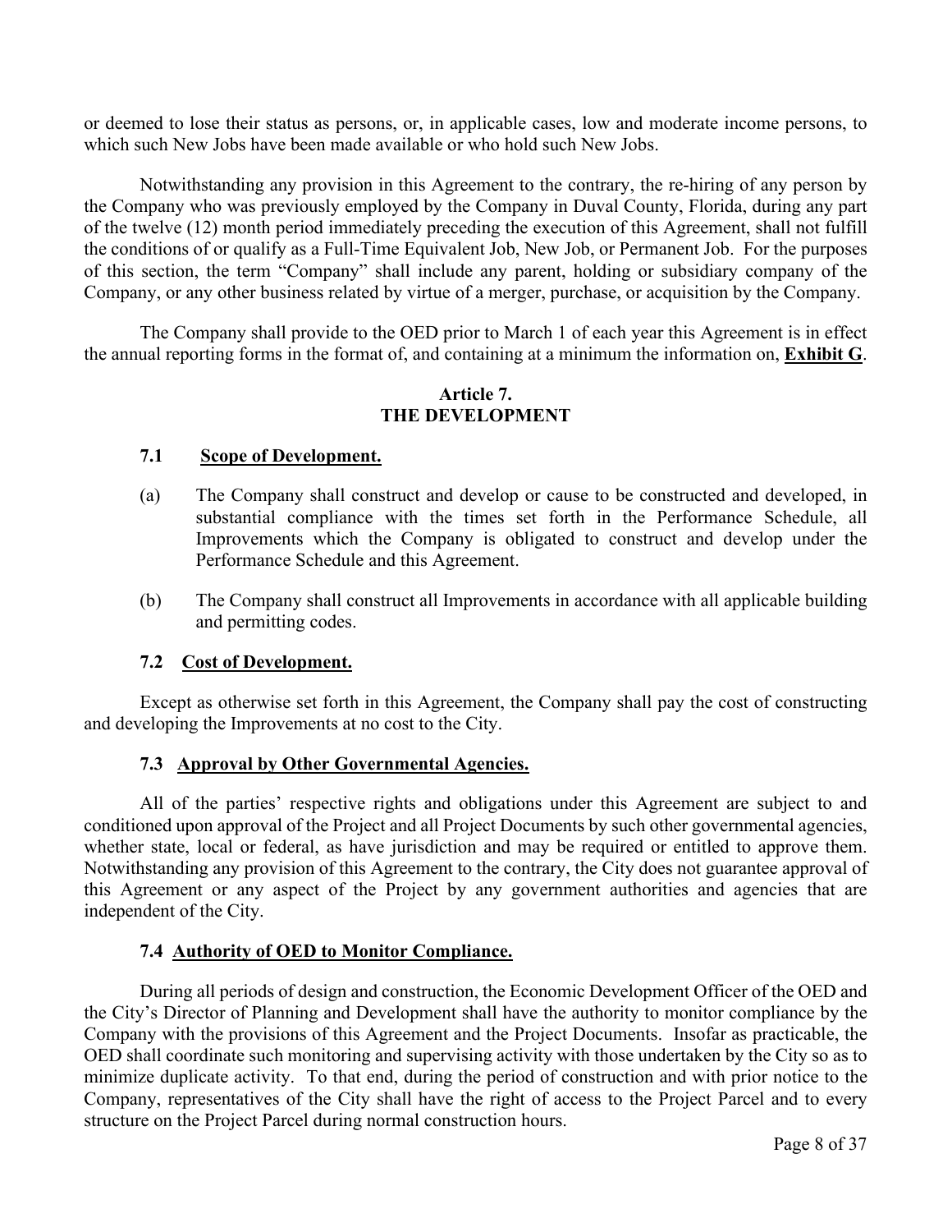or deemed to lose their status as persons, or, in applicable cases, low and moderate income persons, to which such New Jobs have been made available or who hold such New Jobs.

Notwithstanding any provision in this Agreement to the contrary, the re-hiring of any person by the Company who was previously employed by the Company in Duval County, Florida, during any part of the twelve (12) month period immediately preceding the execution of this Agreement, shall not fulfill the conditions of or qualify as a Full-Time Equivalent Job, New Job, or Permanent Job. For the purposes of this section, the term "Company" shall include any parent, holding or subsidiary company of the Company, or any other business related by virtue of a merger, purchase, or acquisition by the Company.

The Company shall provide to the OED prior to March 1 of each year this Agreement is in effect the annual reporting forms in the format of, and containing at a minimum the information on, **Exhibit G**.

## Article 7.
## THE DEVELOPMENT

### 7.1 Scope of Development.

(a) The Company shall construct and develop or cause to be constructed and developed, in substantial compliance with the times set forth in the Performance Schedule, all Improvements which the Company is obligated to construct and develop under the Performance Schedule and this Agreement.

(b) The Company shall construct all Improvements in accordance with all applicable building and permitting codes.

### 7.2 Cost of Development.

Except as otherwise set forth in this Agreement, the Company shall pay the cost of constructing and developing the Improvements at no cost to the City.

### 7.3 Approval by Other Governmental Agencies.

All of the parties' respective rights and obligations under this Agreement are subject to and conditioned upon approval of the Project and all Project Documents by such other governmental agencies, whether state, local or federal, as have jurisdiction and may be required or entitled to approve them. Notwithstanding any provision of this Agreement to the contrary, the City does not guarantee approval of this Agreement or any aspect of the Project by any government authorities and agencies that are independent of the City.

### 7.4 Authority of OED to Monitor Compliance.

During all periods of design and construction, the Economic Development Officer of the OED and the City's Director of Planning and Development shall have the authority to monitor compliance by the Company with the provisions of this Agreement and the Project Documents. Insofar as practicable, the OED shall coordinate such monitoring and supervising activity with those undertaken by the City so as to minimize duplicate activity. To that end, during the period of construction and with prior notice to the Company, representatives of the City shall have the right of access to the Project Parcel and to every structure on the Project Parcel during normal construction hours.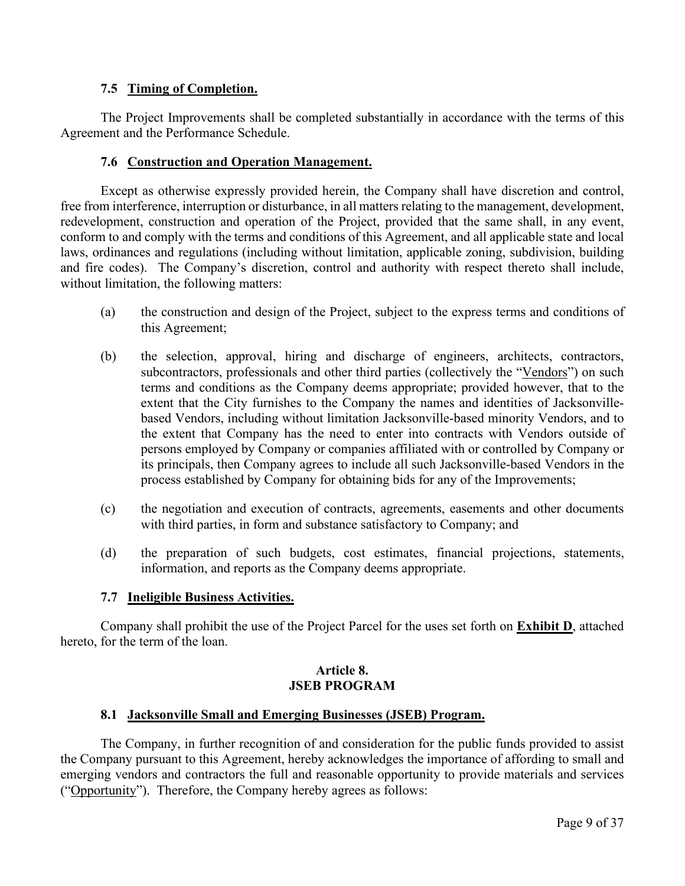### 7.5 <u>Timing of Completion.</u>

The Project Improvements shall be completed substantially in accordance with the terms of this Agreement and the Performance Schedule.

### 7.6 <u>Construction and Operation Management.</u>

Except as otherwise expressly provided herein, the Company shall have discretion and control, free from interference, interruption or disturbance, in all matters relating to the management, development, redevelopment, construction and operation of the Project, provided that the same shall, in any event, conform to and comply with the terms and conditions of this Agreement, and all applicable state and local laws, ordinances and regulations (including without limitation, applicable zoning, subdivision, building and fire codes). The Company's discretion, control and authority with respect thereto shall include, without limitation, the following matters:

(a) the construction and design of the Project, subject to the express terms and conditions of this Agreement;

(b) the selection, approval, hiring and discharge of engineers, architects, contractors, subcontractors, professionals and other third parties (collectively the "<u>Vendors</u>") on such terms and conditions as the Company deems appropriate; provided however, that to the extent that the City furnishes to the Company the names and identities of Jacksonville-based Vendors, including without limitation Jacksonville-based minority Vendors, and to the extent that Company has the need to enter into contracts with Vendors outside of persons employed by Company or companies affiliated with or controlled by Company or its principals, then Company agrees to include all such Jacksonville-based Vendors in the process established by Company for obtaining bids for any of the Improvements;

(c) the negotiation and execution of contracts, agreements, easements and other documents with third parties, in form and substance satisfactory to Company; and

(d) the preparation of such budgets, cost estimates, financial projections, statements, information, and reports as the Company deems appropriate.

### 7.7 <u>Ineligible Business Activities.</u>

Company shall prohibit the use of the Project Parcel for the uses set forth on **<u>Exhibit D</u>**, attached hereto, for the term of the loan.

## Article 8.
## JSEB PROGRAM

### 8.1 <u>Jacksonville Small and Emerging Businesses (JSEB) Program.</u>

The Company, in further recognition of and consideration for the public funds provided to assist the Company pursuant to this Agreement, hereby acknowledges the importance of affording to small and emerging vendors and contractors the full and reasonable opportunity to provide materials and services ("<u>Opportunity</u>"). Therefore, the Company hereby agrees as follows: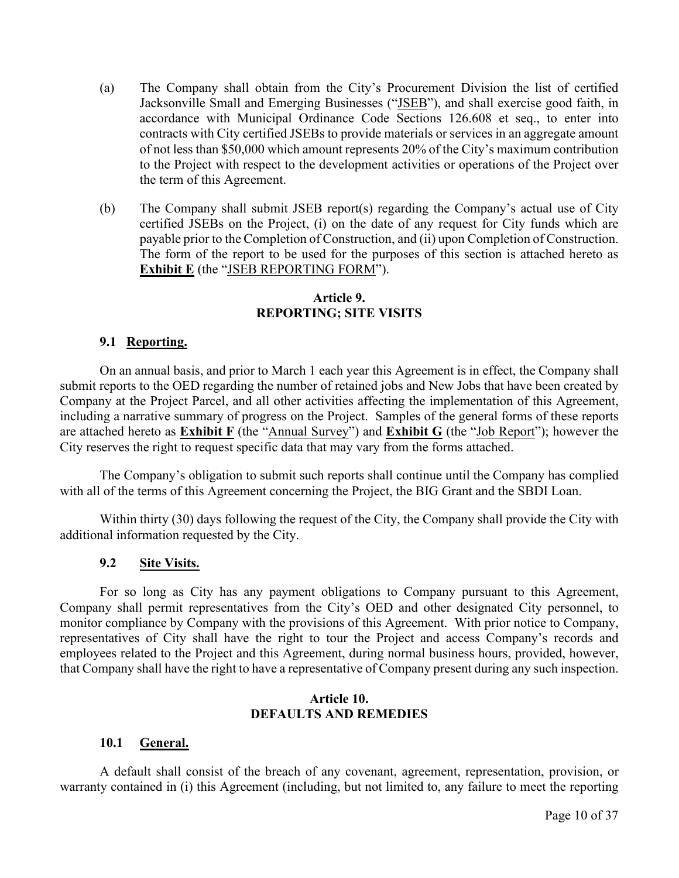(a) The Company shall obtain from the City's Procurement Division the list of certified Jacksonville Small and Emerging Businesses ("JSEB"), and shall exercise good faith, in accordance with Municipal Ordinance Code Sections 126.608 et seq., to enter into contracts with City certified JSEBs to provide materials or services in an aggregate amount of not less than $50,000 which amount represents 20% of the City's maximum contribution to the Project with respect to the development activities or operations of the Project over the term of this Agreement.

(b) The Company shall submit JSEB report(s) regarding the Company's actual use of City certified JSEBs on the Project, (i) on the date of any request for City funds which are payable prior to the Completion of Construction, and (ii) upon Completion of Construction. The form of the report to be used for the purposes of this section is attached hereto as **Exhibit E** (the "JSEB REPORTING FORM").

## Article 9.
## REPORTING; SITE VISITS

### 9.1 Reporting.

On an annual basis, and prior to March 1 each year this Agreement is in effect, the Company shall submit reports to the OED regarding the number of retained jobs and New Jobs that have been created by Company at the Project Parcel, and all other activities affecting the implementation of this Agreement, including a narrative summary of progress on the Project. Samples of the general forms of these reports are attached hereto as **Exhibit F** (the "Annual Survey") and **Exhibit G** (the "Job Report"); however the City reserves the right to request specific data that may vary from the forms attached.

The Company's obligation to submit such reports shall continue until the Company has complied with all of the terms of this Agreement concerning the Project, the BIG Grant and the SBDI Loan.

Within thirty (30) days following the request of the City, the Company shall provide the City with additional information requested by the City.

### 9.2 Site Visits.

For so long as City has any payment obligations to Company pursuant to this Agreement, Company shall permit representatives from the City's OED and other designated City personnel, to monitor compliance by Company with the provisions of this Agreement. With prior notice to Company, representatives of City shall have the right to tour the Project and access Company's records and employees related to the Project and this Agreement, during normal business hours, provided, however, that Company shall have the right to have a representative of Company present during any such inspection.

## Article 10.
## DEFAULTS AND REMEDIES

### 10.1 General.

A default shall consist of the breach of any covenant, agreement, representation, provision, or warranty contained in (i) this Agreement (including, but not limited to, any failure to meet the reporting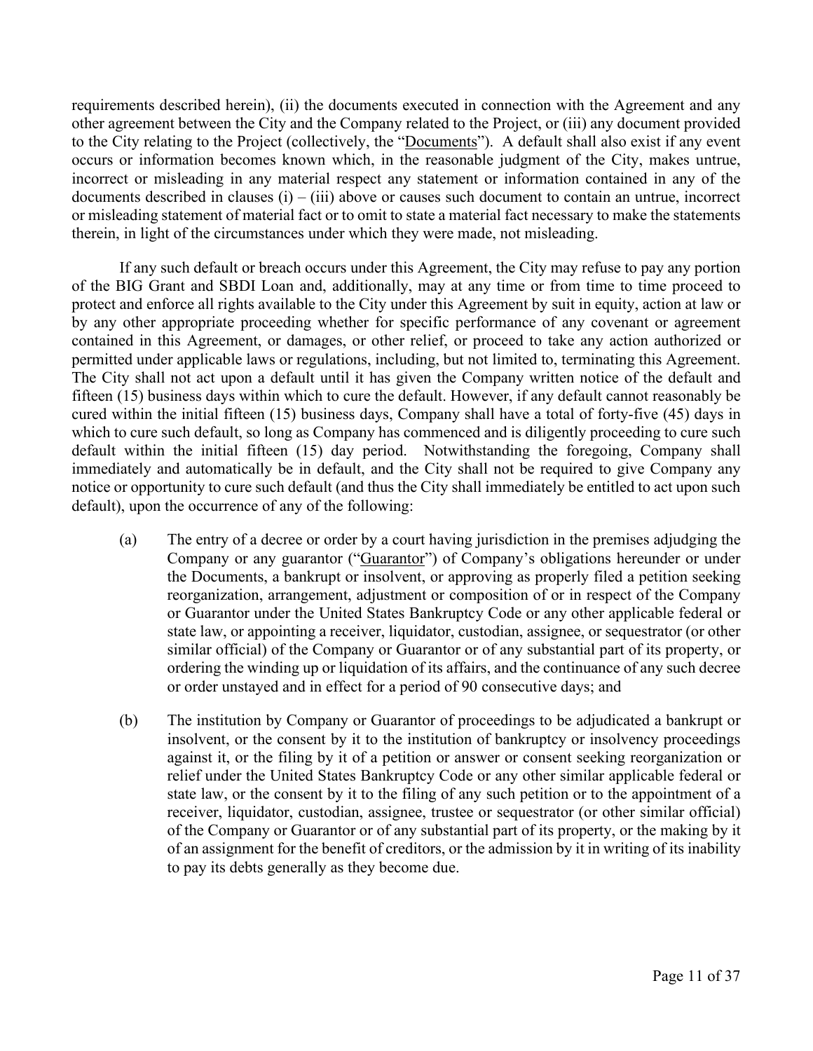requirements described herein), (ii) the documents executed in connection with the Agreement and any other agreement between the City and the Company related to the Project, or (iii) any document provided to the City relating to the Project (collectively, the "Documents"). A default shall also exist if any event occurs or information becomes known which, in the reasonable judgment of the City, makes untrue, incorrect or misleading in any material respect any statement or information contained in any of the documents described in clauses (i) – (iii) above or causes such document to contain an untrue, incorrect or misleading statement of material fact or to omit to state a material fact necessary to make the statements therein, in light of the circumstances under which they were made, not misleading.

If any such default or breach occurs under this Agreement, the City may refuse to pay any portion of the BIG Grant and SBDI Loan and, additionally, may at any time or from time to time proceed to protect and enforce all rights available to the City under this Agreement by suit in equity, action at law or by any other appropriate proceeding whether for specific performance of any covenant or agreement contained in this Agreement, or damages, or other relief, or proceed to take any action authorized or permitted under applicable laws or regulations, including, but not limited to, terminating this Agreement. The City shall not act upon a default until it has given the Company written notice of the default and fifteen (15) business days within which to cure the default. However, if any default cannot reasonably be cured within the initial fifteen (15) business days, Company shall have a total of forty-five (45) days in which to cure such default, so long as Company has commenced and is diligently proceeding to cure such default within the initial fifteen (15) day period. Notwithstanding the foregoing, Company shall immediately and automatically be in default, and the City shall not be required to give Company any notice or opportunity to cure such default (and thus the City shall immediately be entitled to act upon such default), upon the occurrence of any of the following:

(a) The entry of a decree or order by a court having jurisdiction in the premises adjudging the Company or any guarantor ("Guarantor") of Company's obligations hereunder or under the Documents, a bankrupt or insolvent, or approving as properly filed a petition seeking reorganization, arrangement, adjustment or composition of or in respect of the Company or Guarantor under the United States Bankruptcy Code or any other applicable federal or state law, or appointing a receiver, liquidator, custodian, assignee, or sequestrator (or other similar official) of the Company or Guarantor or of any substantial part of its property, or ordering the winding up or liquidation of its affairs, and the continuance of any such decree or order unstayed and in effect for a period of 90 consecutive days; and

(b) The institution by Company or Guarantor of proceedings to be adjudicated a bankrupt or insolvent, or the consent by it to the institution of bankruptcy or insolvency proceedings against it, or the filing by it of a petition or answer or consent seeking reorganization or relief under the United States Bankruptcy Code or any other similar applicable federal or state law, or the consent by it to the filing of any such petition or to the appointment of a receiver, liquidator, custodian, assignee, trustee or sequestrator (or other similar official) of the Company or Guarantor or of any substantial part of its property, or the making by it of an assignment for the benefit of creditors, or the admission by it in writing of its inability to pay its debts generally as they become due.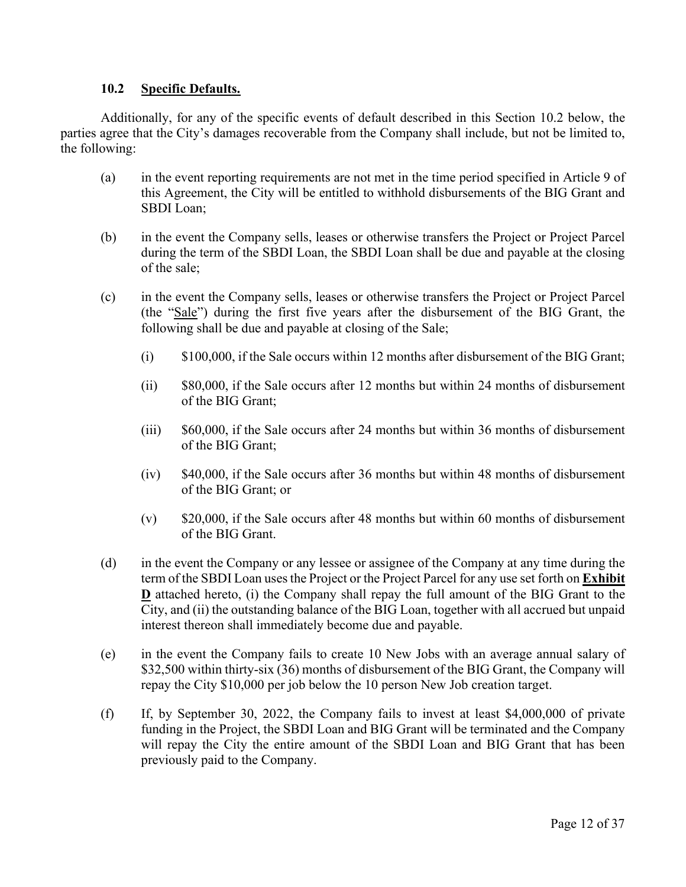### 10.2 <u>Specific Defaults.</u>

Additionally, for any of the specific events of default described in this Section 10.2 below, the parties agree that the City's damages recoverable from the Company shall include, but not be limited to, the following:

(a) in the event reporting requirements are not met in the time period specified in Article 9 of this Agreement, the City will be entitled to withhold disbursements of the BIG Grant and SBDI Loan;

(b) in the event the Company sells, leases or otherwise transfers the Project or Project Parcel during the term of the SBDI Loan, the SBDI Loan shall be due and payable at the closing of the sale;

(c) in the event the Company sells, leases or otherwise transfers the Project or Project Parcel (the "<u>Sale</u>") during the first five years after the disbursement of the BIG Grant, the following shall be due and payable at closing of the Sale;

   (i) \$100,000, if the Sale occurs within 12 months after disbursement of the BIG Grant;

   (ii) \$80,000, if the Sale occurs after 12 months but within 24 months of disbursement of the BIG Grant;

   (iii) \$60,000, if the Sale occurs after 24 months but within 36 months of disbursement of the BIG Grant;

   (iv) \$40,000, if the Sale occurs after 36 months but within 48 months of disbursement of the BIG Grant; or

   (v) \$20,000, if the Sale occurs after 48 months but within 60 months of disbursement of the BIG Grant.

(d) in the event the Company or any lessee or assignee of the Company at any time during the term of the SBDI Loan uses the Project or the Project Parcel for any use set forth on **<u>Exhibit D</u>** attached hereto, (i) the Company shall repay the full amount of the BIG Grant to the City, and (ii) the outstanding balance of the BIG Loan, together with all accrued but unpaid interest thereon shall immediately become due and payable.

(e) in the event the Company fails to create 10 New Jobs with an average annual salary of \$32,500 within thirty-six (36) months of disbursement of the BIG Grant, the Company will repay the City \$10,000 per job below the 10 person New Job creation target.

(f) If, by September 30, 2022, the Company fails to invest at least \$4,000,000 of private funding in the Project, the SBDI Loan and BIG Grant will be terminated and the Company will repay the City the entire amount of the SBDI Loan and BIG Grant that has been previously paid to the Company.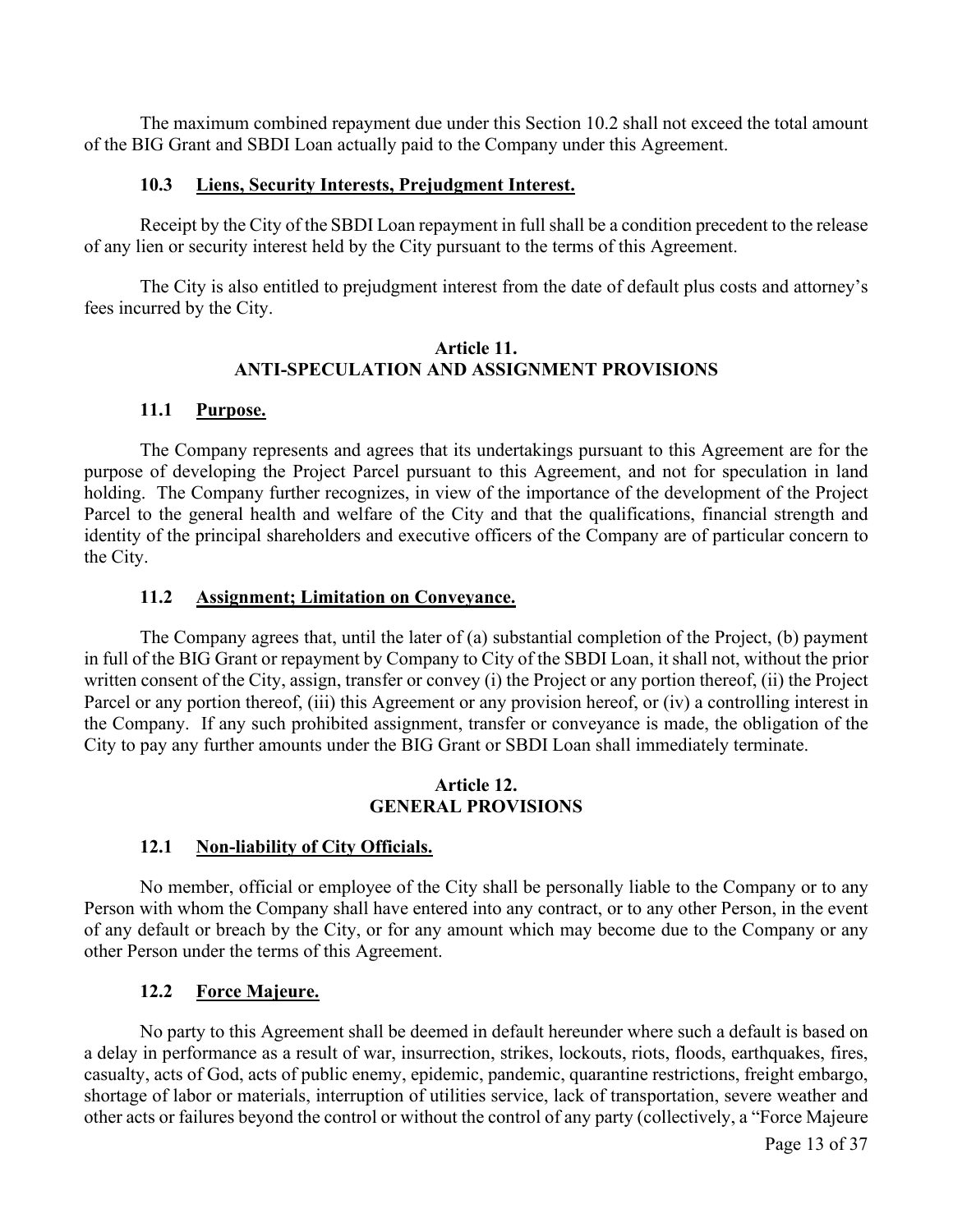The maximum combined repayment due under this Section 10.2 shall not exceed the total amount of the BIG Grant and SBDI Loan actually paid to the Company under this Agreement.

### 10.3 Liens, Security Interests, Prejudgment Interest.

Receipt by the City of the SBDI Loan repayment in full shall be a condition precedent to the release of any lien or security interest held by the City pursuant to the terms of this Agreement.

The City is also entitled to prejudgment interest from the date of default plus costs and attorney's fees incurred by the City.

## Article 11.
## ANTI-SPECULATION AND ASSIGNMENT PROVISIONS

### 11.1 Purpose.

The Company represents and agrees that its undertakings pursuant to this Agreement are for the purpose of developing the Project Parcel pursuant to this Agreement, and not for speculation in land holding. The Company further recognizes, in view of the importance of the development of the Project Parcel to the general health and welfare of the City and that the qualifications, financial strength and identity of the principal shareholders and executive officers of the Company are of particular concern to the City.

### 11.2 Assignment; Limitation on Conveyance.

The Company agrees that, until the later of (a) substantial completion of the Project, (b) payment in full of the BIG Grant or repayment by Company to City of the SBDI Loan, it shall not, without the prior written consent of the City, assign, transfer or convey (i) the Project or any portion thereof, (ii) the Project Parcel or any portion thereof, (iii) this Agreement or any provision hereof, or (iv) a controlling interest in the Company. If any such prohibited assignment, transfer or conveyance is made, the obligation of the City to pay any further amounts under the BIG Grant or SBDI Loan shall immediately terminate.

## Article 12.
## GENERAL PROVISIONS

### 12.1 Non-liability of City Officials.

No member, official or employee of the City shall be personally liable to the Company or to any Person with whom the Company shall have entered into any contract, or to any other Person, in the event of any default or breach by the City, or for any amount which may become due to the Company or any other Person under the terms of this Agreement.

### 12.2 Force Majeure.

No party to this Agreement shall be deemed in default hereunder where such a default is based on a delay in performance as a result of war, insurrection, strikes, lockouts, riots, floods, earthquakes, fires, casualty, acts of God, acts of public enemy, epidemic, pandemic, quarantine restrictions, freight embargo, shortage of labor or materials, interruption of utilities service, lack of transportation, severe weather and other acts or failures beyond the control or without the control of any party (collectively, a "Force Majeure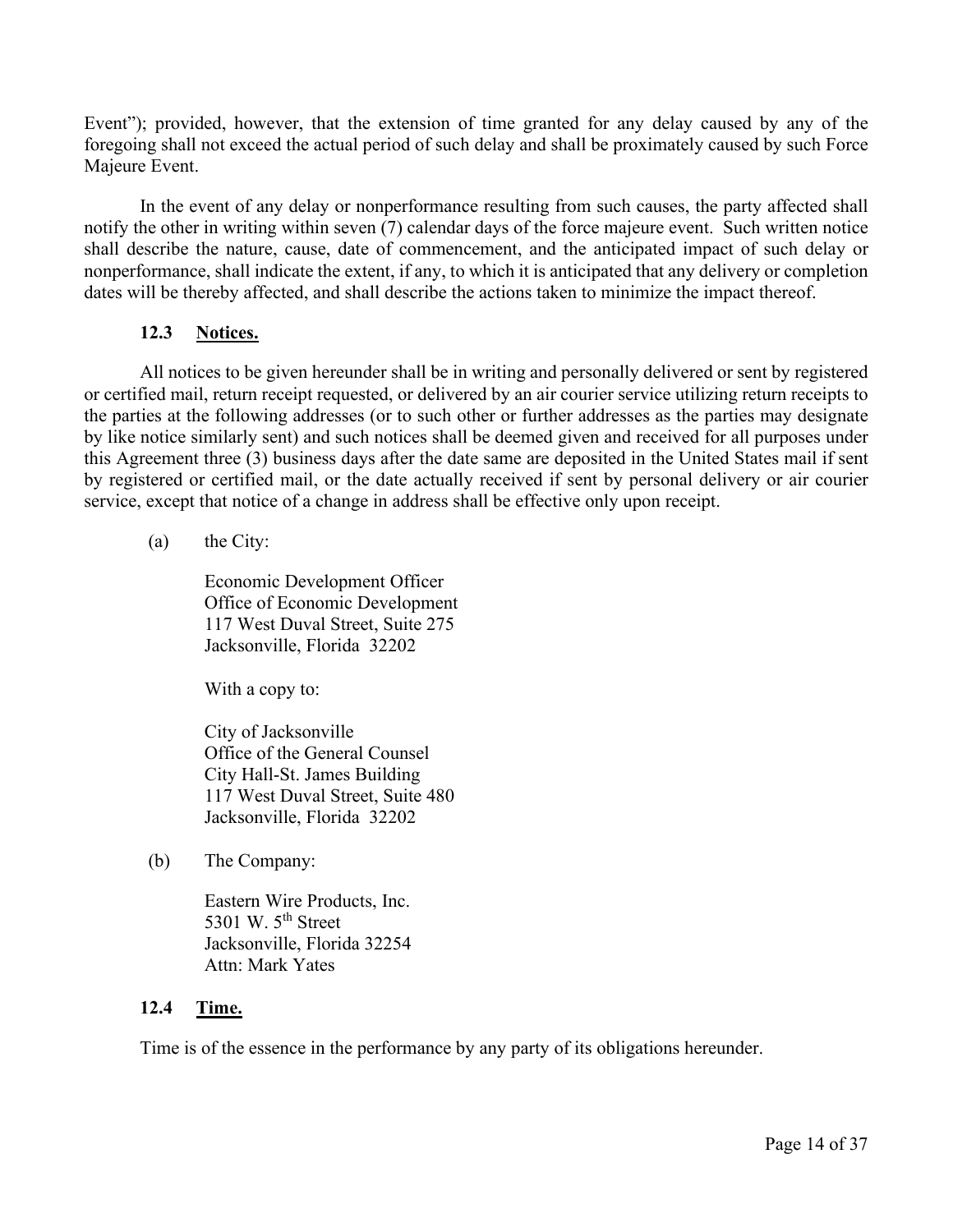Event"); provided, however, that the extension of time granted for any delay caused by any of the foregoing shall not exceed the actual period of such delay and shall be proximately caused by such Force Majeure Event.

In the event of any delay or nonperformance resulting from such causes, the party affected shall notify the other in writing within seven (7) calendar days of the force majeure event. Such written notice shall describe the nature, cause, date of commencement, and the anticipated impact of such delay or nonperformance, shall indicate the extent, if any, to which it is anticipated that any delivery or completion dates will be thereby affected, and shall describe the actions taken to minimize the impact thereof.

### 12.3 Notices.

All notices to be given hereunder shall be in writing and personally delivered or sent by registered or certified mail, return receipt requested, or delivered by an air courier service utilizing return receipts to the parties at the following addresses (or to such other or further addresses as the parties may designate by like notice similarly sent) and such notices shall be deemed given and received for all purposes under this Agreement three (3) business days after the date same are deposited in the United States mail if sent by registered or certified mail, or the date actually received if sent by personal delivery or air courier service, except that notice of a change in address shall be effective only upon receipt.

(a) the City:

Economic Development Officer
Office of Economic Development
117 West Duval Street, Suite 275
Jacksonville, Florida 32202

With a copy to:

City of Jacksonville
Office of the General Counsel
City Hall-St. James Building
117 West Duval Street, Suite 480
Jacksonville, Florida 32202

(b) The Company:

Eastern Wire Products, Inc.
5301 W. 5th Street
Jacksonville, Florida 32254
Attn: Mark Yates

### 12.4 Time.

Time is of the essence in the performance by any party of its obligations hereunder.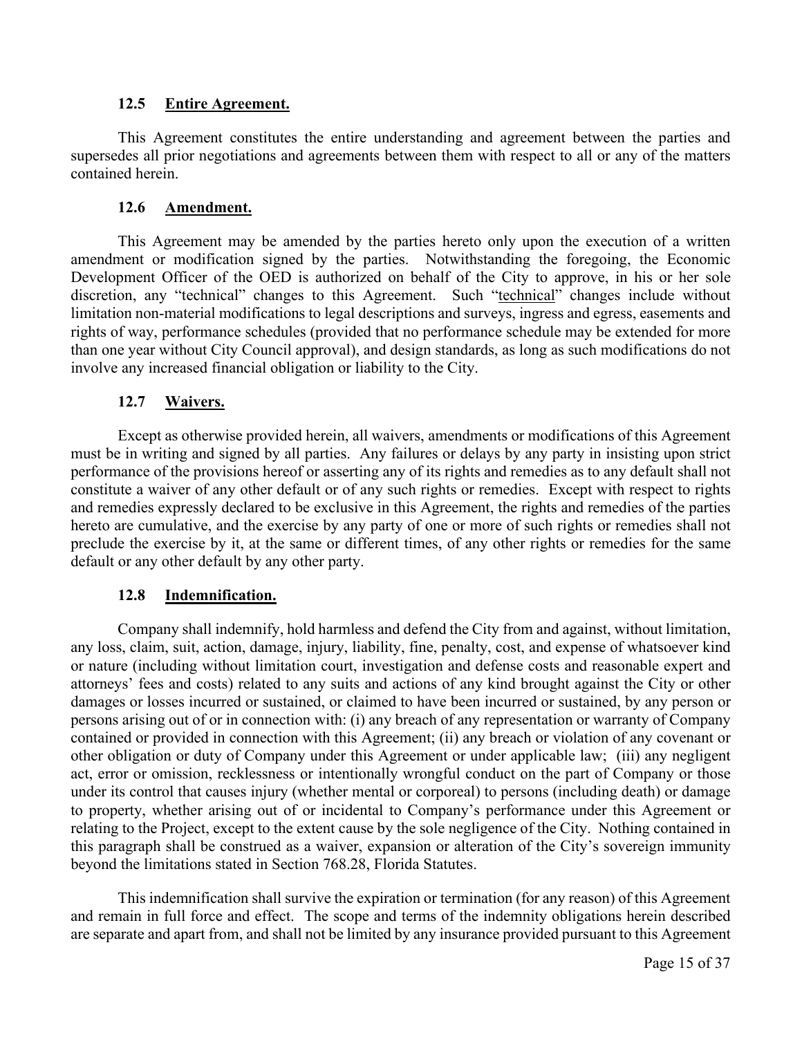### 12.5 **Entire Agreement.**

This Agreement constitutes the entire understanding and agreement between the parties and supersedes all prior negotiations and agreements between them with respect to all or any of the matters contained herein.

### 12.6 **Amendment.**

This Agreement may be amended by the parties hereto only upon the execution of a written amendment or modification signed by the parties. Notwithstanding the foregoing, the Economic Development Officer of the OED is authorized on behalf of the City to approve, in his or her sole discretion, any "technical" changes to this Agreement. Such "technical" changes include without limitation non-material modifications to legal descriptions and surveys, ingress and egress, easements and rights of way, performance schedules (provided that no performance schedule may be extended for more than one year without City Council approval), and design standards, as long as such modifications do not involve any increased financial obligation or liability to the City.

### 12.7 **Waivers.**

Except as otherwise provided herein, all waivers, amendments or modifications of this Agreement must be in writing and signed by all parties. Any failures or delays by any party in insisting upon strict performance of the provisions hereof or asserting any of its rights and remedies as to any default shall not constitute a waiver of any other default or of any such rights or remedies. Except with respect to rights and remedies expressly declared to be exclusive in this Agreement, the rights and remedies of the parties hereto are cumulative, and the exercise by any party of one or more of such rights or remedies shall not preclude the exercise by it, at the same or different times, of any other rights or remedies for the same default or any other default by any other party.

### 12.8 **Indemnification.**

Company shall indemnify, hold harmless and defend the City from and against, without limitation, any loss, claim, suit, action, damage, injury, liability, fine, penalty, cost, and expense of whatsoever kind or nature (including without limitation court, investigation and defense costs and reasonable expert and attorneys' fees and costs) related to any suits and actions of any kind brought against the City or other damages or losses incurred or sustained, or claimed to have been incurred or sustained, by any person or persons arising out of or in connection with: (i) any breach of any representation or warranty of Company contained or provided in connection with this Agreement; (ii) any breach or violation of any covenant or other obligation or duty of Company under this Agreement or under applicable law; (iii) any negligent act, error or omission, recklessness or intentionally wrongful conduct on the part of Company or those under its control that causes injury (whether mental or corporeal) to persons (including death) or damage to property, whether arising out of or incidental to Company's performance under this Agreement or relating to the Project, except to the extent cause by the sole negligence of the City. Nothing contained in this paragraph shall be construed as a waiver, expansion or alteration of the City's sovereign immunity beyond the limitations stated in Section 768.28, Florida Statutes.

This indemnification shall survive the expiration or termination (for any reason) of this Agreement and remain in full force and effect. The scope and terms of the indemnity obligations herein described are separate and apart from, and shall not be limited by any insurance provided pursuant to this Agreement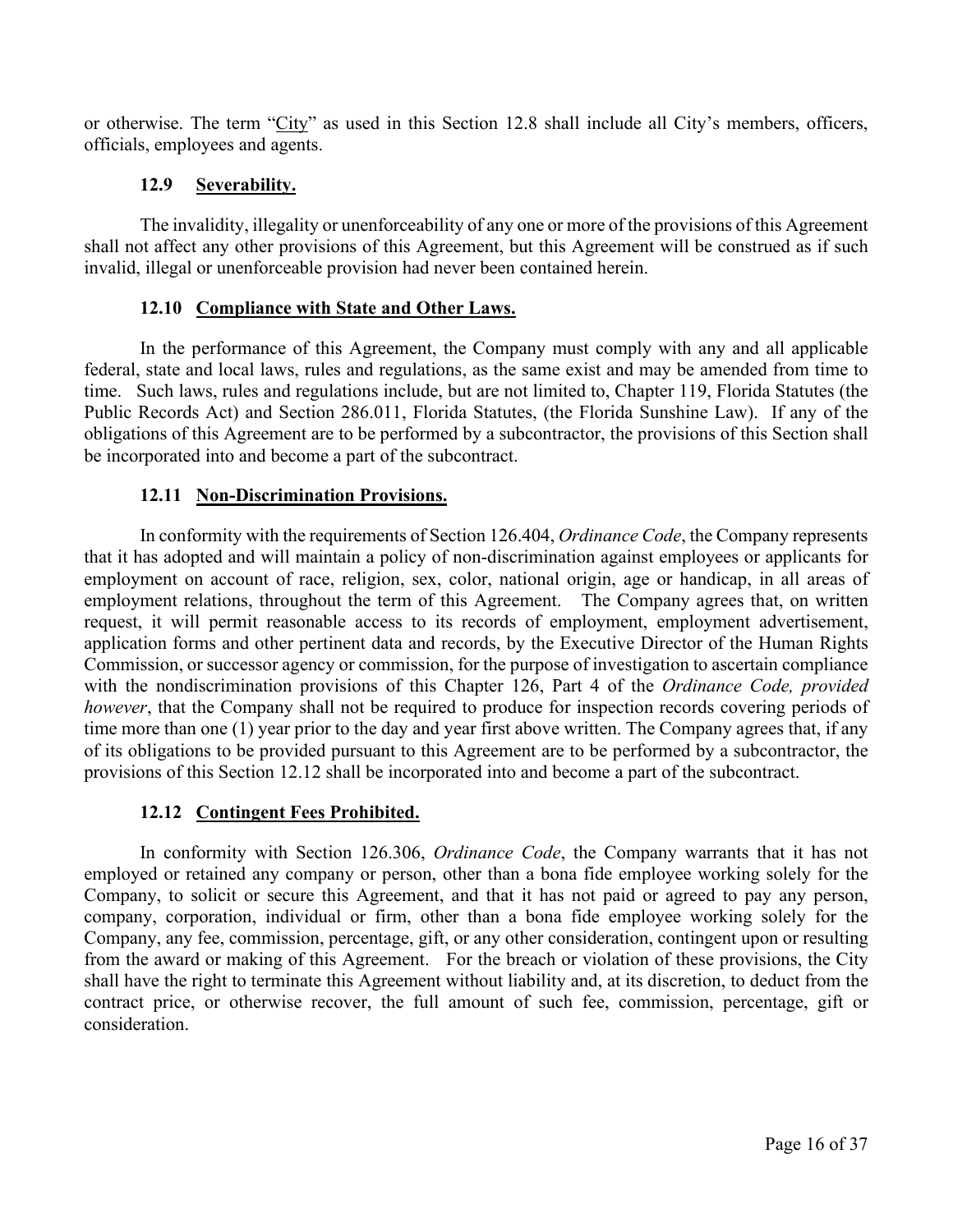or otherwise. The term "City" as used in this Section 12.8 shall include all City's members, officers, officials, employees and agents.

### 12.9 Severability.

The invalidity, illegality or unenforceability of any one or more of the provisions of this Agreement shall not affect any other provisions of this Agreement, but this Agreement will be construed as if such invalid, illegal or unenforceable provision had never been contained herein.

### 12.10 Compliance with State and Other Laws.

In the performance of this Agreement, the Company must comply with any and all applicable federal, state and local laws, rules and regulations, as the same exist and may be amended from time to time. Such laws, rules and regulations include, but are not limited to, Chapter 119, Florida Statutes (the Public Records Act) and Section 286.011, Florida Statutes, (the Florida Sunshine Law). If any of the obligations of this Agreement are to be performed by a subcontractor, the provisions of this Section shall be incorporated into and become a part of the subcontract.

### 12.11 Non-Discrimination Provisions.

In conformity with the requirements of Section 126.404, *Ordinance Code*, the Company represents that it has adopted and will maintain a policy of non-discrimination against employees or applicants for employment on account of race, religion, sex, color, national origin, age or handicap, in all areas of employment relations, throughout the term of this Agreement. The Company agrees that, on written request, it will permit reasonable access to its records of employment, employment advertisement, application forms and other pertinent data and records, by the Executive Director of the Human Rights Commission, or successor agency or commission, for the purpose of investigation to ascertain compliance with the nondiscrimination provisions of this Chapter 126, Part 4 of the *Ordinance Code, provided however*, that the Company shall not be required to produce for inspection records covering periods of time more than one (1) year prior to the day and year first above written. The Company agrees that, if any of its obligations to be provided pursuant to this Agreement are to be performed by a subcontractor, the provisions of this Section 12.12 shall be incorporated into and become a part of the subcontract.

### 12.12 Contingent Fees Prohibited.

In conformity with Section 126.306, *Ordinance Code*, the Company warrants that it has not employed or retained any company or person, other than a bona fide employee working solely for the Company, to solicit or secure this Agreement, and that it has not paid or agreed to pay any person, company, corporation, individual or firm, other than a bona fide employee working solely for the Company, any fee, commission, percentage, gift, or any other consideration, contingent upon or resulting from the award or making of this Agreement. For the breach or violation of these provisions, the City shall have the right to terminate this Agreement without liability and, at its discretion, to deduct from the contract price, or otherwise recover, the full amount of such fee, commission, percentage, gift or consideration.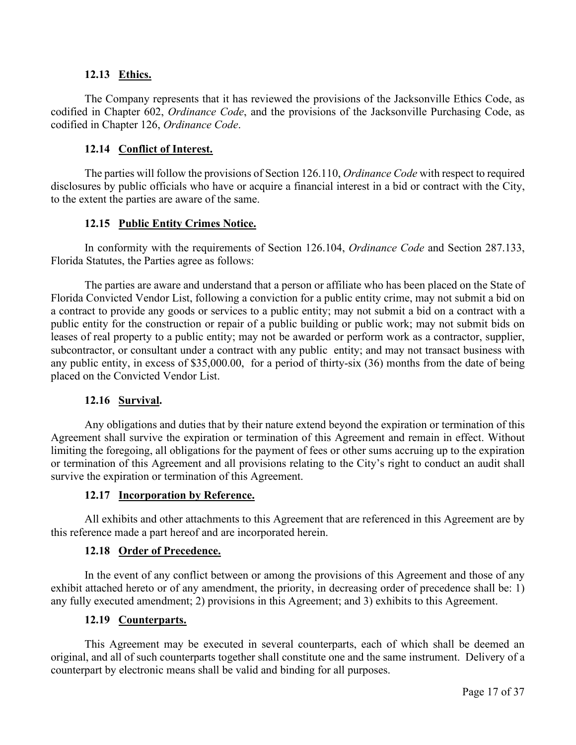### 12.13 Ethics.

The Company represents that it has reviewed the provisions of the Jacksonville Ethics Code, as codified in Chapter 602, *Ordinance Code*, and the provisions of the Jacksonville Purchasing Code, as codified in Chapter 126, *Ordinance Code*.

### 12.14 Conflict of Interest.

The parties will follow the provisions of Section 126.110, *Ordinance Code* with respect to required disclosures by public officials who have or acquire a financial interest in a bid or contract with the City, to the extent the parties are aware of the same.

### 12.15 Public Entity Crimes Notice.

In conformity with the requirements of Section 126.104, *Ordinance Code* and Section 287.133, Florida Statutes, the Parties agree as follows:

The parties are aware and understand that a person or affiliate who has been placed on the State of Florida Convicted Vendor List, following a conviction for a public entity crime, may not submit a bid on a contract to provide any goods or services to a public entity; may not submit a bid on a contract with a public entity for the construction or repair of a public building or public work; may not submit bids on leases of real property to a public entity; may not be awarded or perform work as a contractor, supplier, subcontractor, or consultant under a contract with any public entity; and may not transact business with any public entity, in excess of $35,000.00, for a period of thirty-six (36) months from the date of being placed on the Convicted Vendor List.

### 12.16 Survival.

Any obligations and duties that by their nature extend beyond the expiration or termination of this Agreement shall survive the expiration or termination of this Agreement and remain in effect. Without limiting the foregoing, all obligations for the payment of fees or other sums accruing up to the expiration or termination of this Agreement and all provisions relating to the City's right to conduct an audit shall survive the expiration or termination of this Agreement.

### 12.17 Incorporation by Reference.

All exhibits and other attachments to this Agreement that are referenced in this Agreement are by this reference made a part hereof and are incorporated herein.

### 12.18 Order of Precedence.

In the event of any conflict between or among the provisions of this Agreement and those of any exhibit attached hereto or of any amendment, the priority, in decreasing order of precedence shall be: 1) any fully executed amendment; 2) provisions in this Agreement; and 3) exhibits to this Agreement.

### 12.19 Counterparts.

This Agreement may be executed in several counterparts, each of which shall be deemed an original, and all of such counterparts together shall constitute one and the same instrument. Delivery of a counterpart by electronic means shall be valid and binding for all purposes.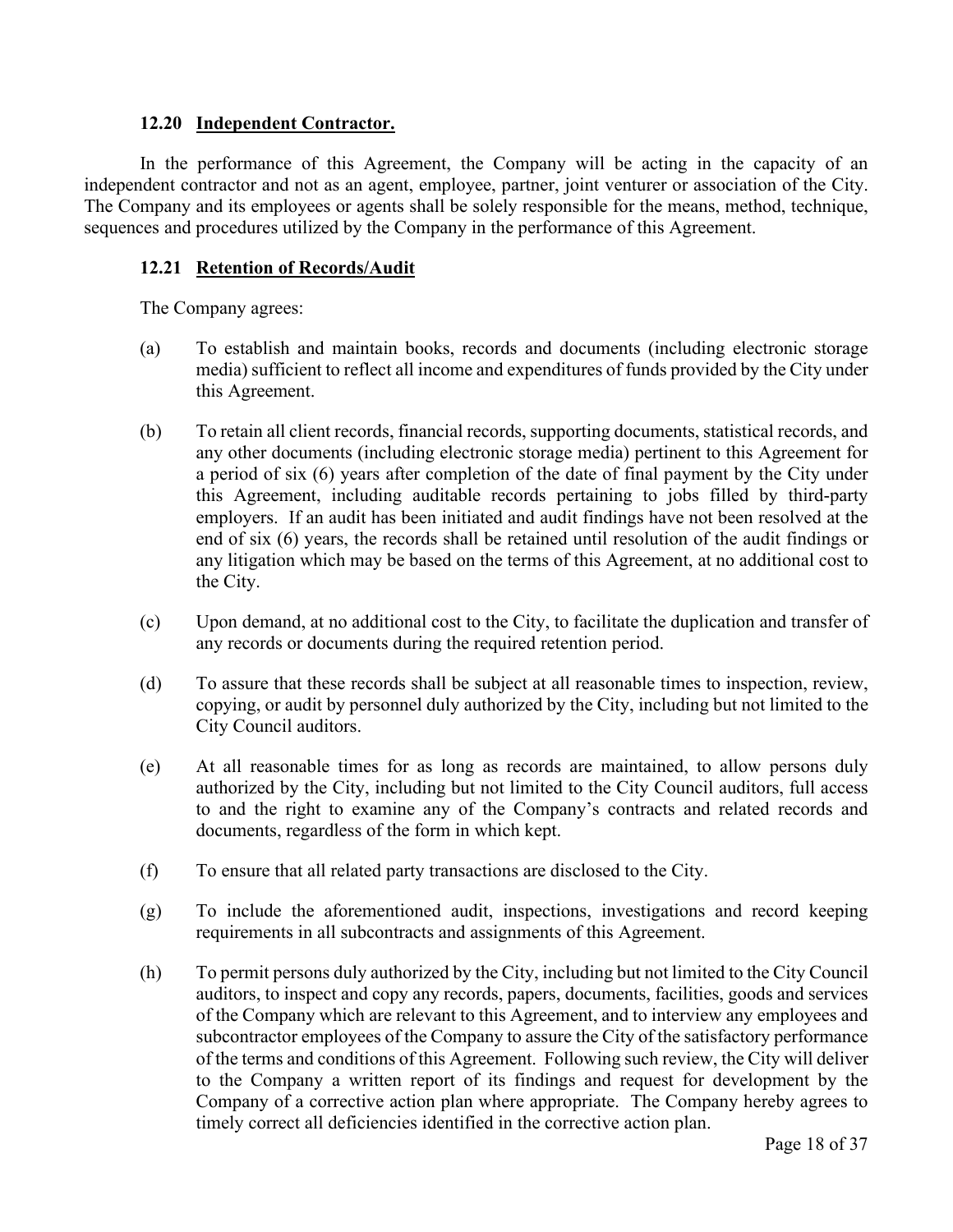### 12.20 Independent Contractor.

In the performance of this Agreement, the Company will be acting in the capacity of an independent contractor and not as an agent, employee, partner, joint venturer or association of the City. The Company and its employees or agents shall be solely responsible for the means, method, technique, sequences and procedures utilized by the Company in the performance of this Agreement.

### 12.21 Retention of Records/Audit

The Company agrees:

(a) To establish and maintain books, records and documents (including electronic storage media) sufficient to reflect all income and expenditures of funds provided by the City under this Agreement.

(b) To retain all client records, financial records, supporting documents, statistical records, and any other documents (including electronic storage media) pertinent to this Agreement for a period of six (6) years after completion of the date of final payment by the City under this Agreement, including auditable records pertaining to jobs filled by third-party employers. If an audit has been initiated and audit findings have not been resolved at the end of six (6) years, the records shall be retained until resolution of the audit findings or any litigation which may be based on the terms of this Agreement, at no additional cost to the City.

(c) Upon demand, at no additional cost to the City, to facilitate the duplication and transfer of any records or documents during the required retention period.

(d) To assure that these records shall be subject at all reasonable times to inspection, review, copying, or audit by personnel duly authorized by the City, including but not limited to the City Council auditors.

(e) At all reasonable times for as long as records are maintained, to allow persons duly authorized by the City, including but not limited to the City Council auditors, full access to and the right to examine any of the Company's contracts and related records and documents, regardless of the form in which kept.

(f) To ensure that all related party transactions are disclosed to the City.

(g) To include the aforementioned audit, inspections, investigations and record keeping requirements in all subcontracts and assignments of this Agreement.

(h) To permit persons duly authorized by the City, including but not limited to the City Council auditors, to inspect and copy any records, papers, documents, facilities, goods and services of the Company which are relevant to this Agreement, and to interview any employees and subcontractor employees of the Company to assure the City of the satisfactory performance of the terms and conditions of this Agreement. Following such review, the City will deliver to the Company a written report of its findings and request for development by the Company of a corrective action plan where appropriate. The Company hereby agrees to timely correct all deficiencies identified in the corrective action plan.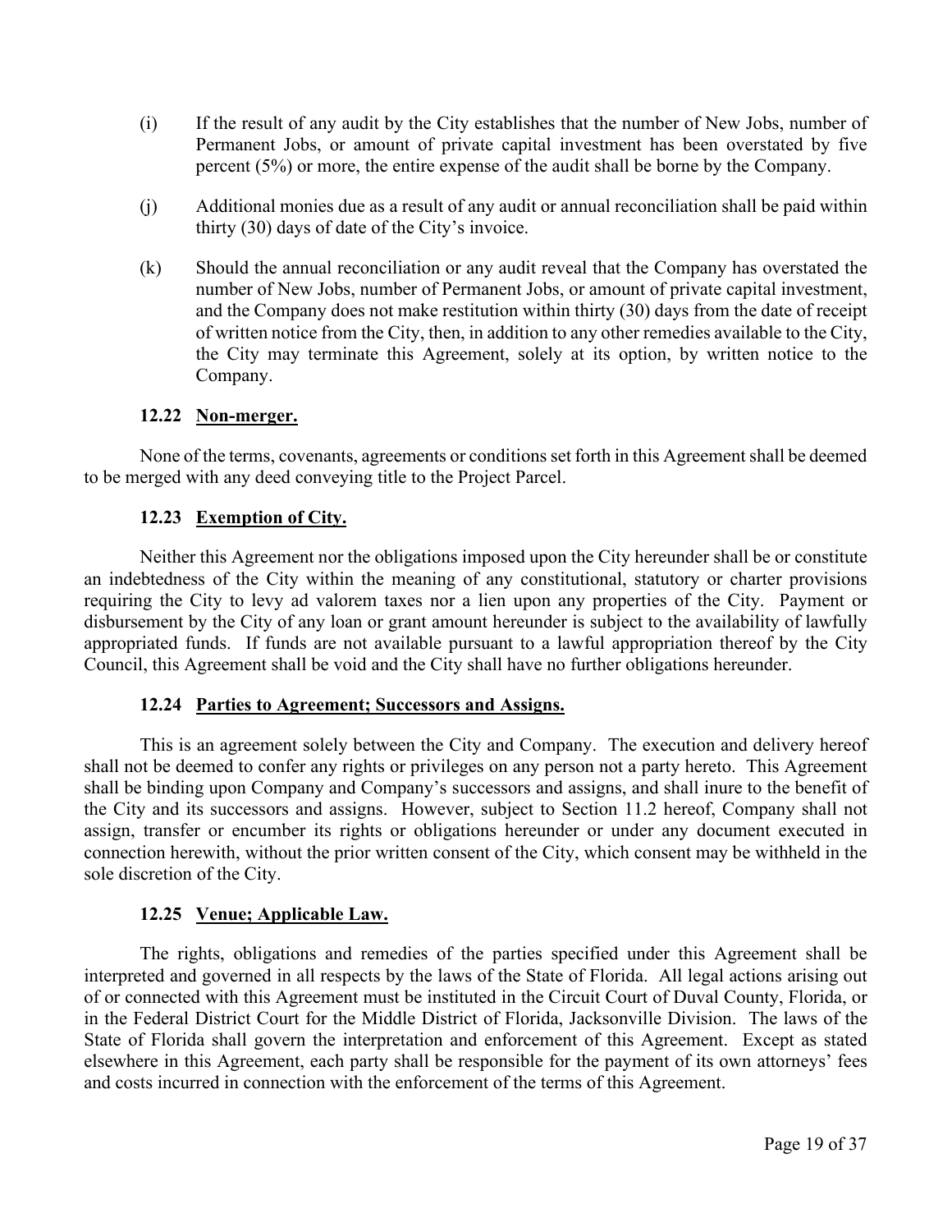(i) If the result of any audit by the City establishes that the number of New Jobs, number of Permanent Jobs, or amount of private capital investment has been overstated by five percent (5%) or more, the entire expense of the audit shall be borne by the Company.

(j) Additional monies due as a result of any audit or annual reconciliation shall be paid within thirty (30) days of date of the City's invoice.

(k) Should the annual reconciliation or any audit reveal that the Company has overstated the number of New Jobs, number of Permanent Jobs, or amount of private capital investment, and the Company does not make restitution within thirty (30) days from the date of receipt of written notice from the City, then, in addition to any other remedies available to the City, the City may terminate this Agreement, solely at its option, by written notice to the Company.

### 12.22 Non-merger.

None of the terms, covenants, agreements or conditions set forth in this Agreement shall be deemed to be merged with any deed conveying title to the Project Parcel.

### 12.23 Exemption of City.

Neither this Agreement nor the obligations imposed upon the City hereunder shall be or constitute an indebtedness of the City within the meaning of any constitutional, statutory or charter provisions requiring the City to levy ad valorem taxes nor a lien upon any properties of the City. Payment or disbursement by the City of any loan or grant amount hereunder is subject to the availability of lawfully appropriated funds. If funds are not available pursuant to a lawful appropriation thereof by the City Council, this Agreement shall be void and the City shall have no further obligations hereunder.

### 12.24 Parties to Agreement; Successors and Assigns.

This is an agreement solely between the City and Company. The execution and delivery hereof shall not be deemed to confer any rights or privileges on any person not a party hereto. This Agreement shall be binding upon Company and Company's successors and assigns, and shall inure to the benefit of the City and its successors and assigns. However, subject to Section 11.2 hereof, Company shall not assign, transfer or encumber its rights or obligations hereunder or under any document executed in connection herewith, without the prior written consent of the City, which consent may be withheld in the sole discretion of the City.

### 12.25 Venue; Applicable Law.

The rights, obligations and remedies of the parties specified under this Agreement shall be interpreted and governed in all respects by the laws of the State of Florida. All legal actions arising out of or connected with this Agreement must be instituted in the Circuit Court of Duval County, Florida, or in the Federal District Court for the Middle District of Florida, Jacksonville Division. The laws of the State of Florida shall govern the interpretation and enforcement of this Agreement. Except as stated elsewhere in this Agreement, each party shall be responsible for the payment of its own attorneys' fees and costs incurred in connection with the enforcement of the terms of this Agreement.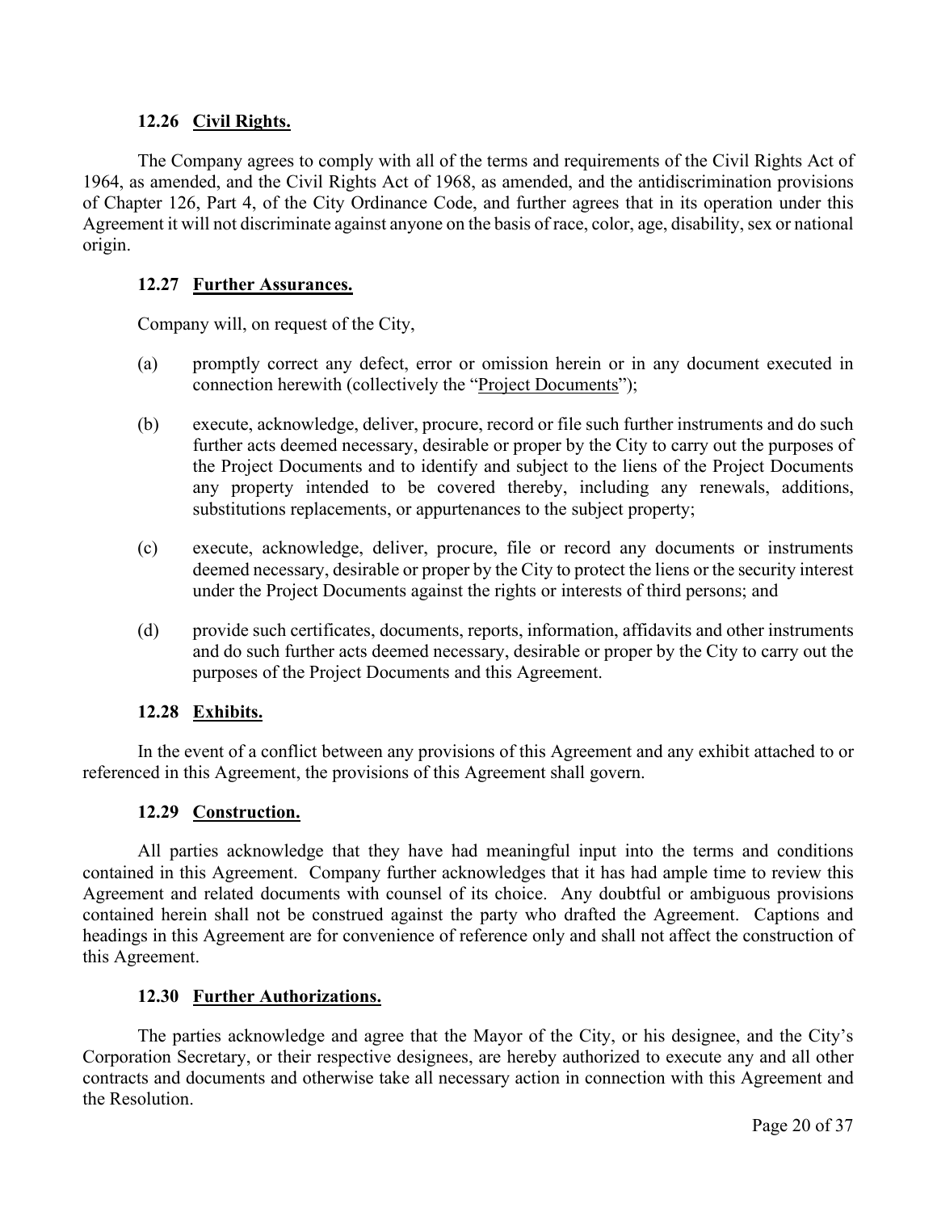### 12.26 <u>Civil Rights.</u>

The Company agrees to comply with all of the terms and requirements of the Civil Rights Act of 1964, as amended, and the Civil Rights Act of 1968, as amended, and the antidiscrimination provisions of Chapter 126, Part 4, of the City Ordinance Code, and further agrees that in its operation under this Agreement it will not discriminate against anyone on the basis of race, color, age, disability, sex or national origin.

### 12.27 <u>Further Assurances.</u>

Company will, on request of the City,

(a) promptly correct any defect, error or omission herein or in any document executed in connection herewith (collectively the "<u>Project Documents</u>");

(b) execute, acknowledge, deliver, procure, record or file such further instruments and do such further acts deemed necessary, desirable or proper by the City to carry out the purposes of the Project Documents and to identify and subject to the liens of the Project Documents any property intended to be covered thereby, including any renewals, additions, substitutions replacements, or appurtenances to the subject property;

(c) execute, acknowledge, deliver, procure, file or record any documents or instruments deemed necessary, desirable or proper by the City to protect the liens or the security interest under the Project Documents against the rights or interests of third persons; and

(d) provide such certificates, documents, reports, information, affidavits and other instruments and do such further acts deemed necessary, desirable or proper by the City to carry out the purposes of the Project Documents and this Agreement.

### 12.28 <u>Exhibits.</u>

In the event of a conflict between any provisions of this Agreement and any exhibit attached to or referenced in this Agreement, the provisions of this Agreement shall govern.

### 12.29 <u>Construction.</u>

All parties acknowledge that they have had meaningful input into the terms and conditions contained in this Agreement. Company further acknowledges that it has had ample time to review this Agreement and related documents with counsel of its choice. Any doubtful or ambiguous provisions contained herein shall not be construed against the party who drafted the Agreement. Captions and headings in this Agreement are for convenience of reference only and shall not affect the construction of this Agreement.

### 12.30 <u>Further Authorizations.</u>

The parties acknowledge and agree that the Mayor of the City, or his designee, and the City's Corporation Secretary, or their respective designees, are hereby authorized to execute any and all other contracts and documents and otherwise take all necessary action in connection with this Agreement and the Resolution.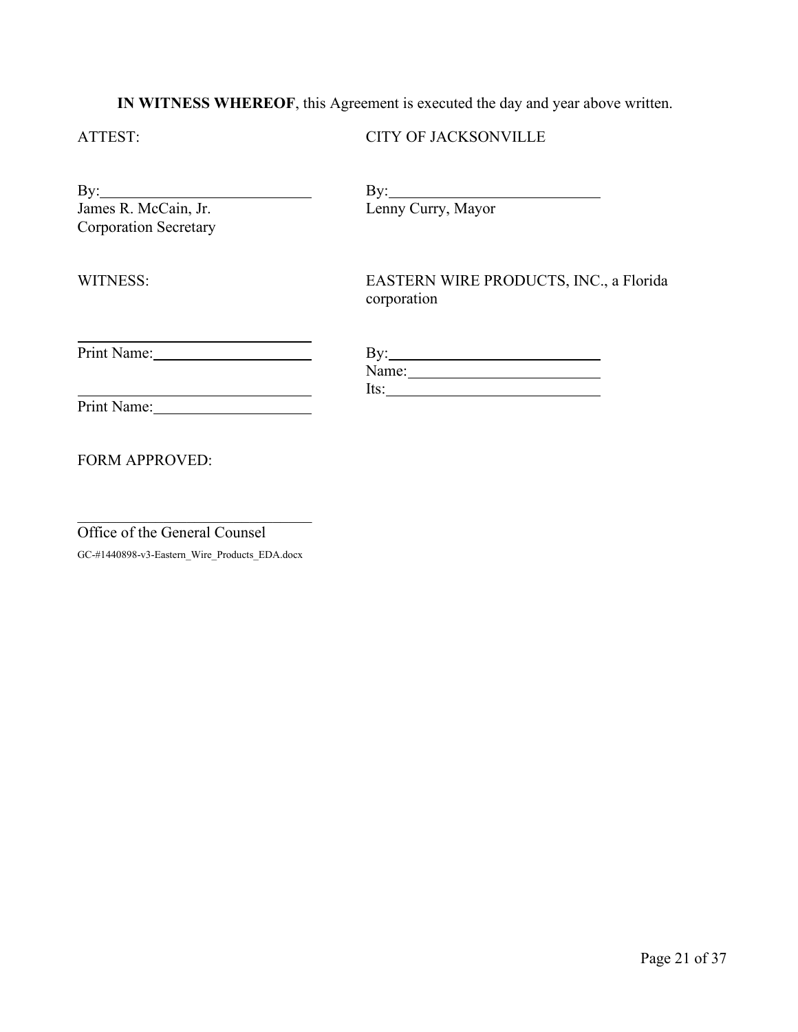**IN WITNESS WHEREOF**, this Agreement is executed the day and year above written.

ATTEST:

By:\_\_\_\_\_\_\_\_\_\_\_\_\_\_\_\_\_\_\_\_\_\_\_\_\_\_\_\_
James R. McCain, Jr.
Corporation Secretary

CITY OF JACKSONVILLE

By:\_\_\_\_\_\_\_\_\_\_\_\_\_\_\_\_\_\_\_\_\_\_\_\_\_\_\_\_
Lenny Curry, Mayor

WITNESS:

\_\_\_\_\_\_\_\_\_\_\_\_\_\_\_\_\_\_\_\_\_\_\_\_\_\_\_\_\_\_\_\_
Print Name:\_\_\_\_\_\_\_\_\_\_\_\_\_\_\_\_\_\_\_\_\_\_

\_\_\_\_\_\_\_\_\_\_\_\_\_\_\_\_\_\_\_\_\_\_\_\_\_\_\_\_\_\_\_\_
Print Name:\_\_\_\_\_\_\_\_\_\_\_\_\_\_\_\_\_\_\_\_\_\_

EASTERN WIRE PRODUCTS, INC., a Florida corporation

By:\_\_\_\_\_\_\_\_\_\_\_\_\_\_\_\_\_\_\_\_\_\_\_\_\_\_\_\_
Name:\_\_\_\_\_\_\_\_\_\_\_\_\_\_\_\_\_\_\_\_\_\_\_\_\_\_
Its:\_\_\_\_\_\_\_\_\_\_\_\_\_\_\_\_\_\_\_\_\_\_\_\_\_\_\_\_\_

FORM APPROVED:

\_\_\_\_\_\_\_\_\_\_\_\_\_\_\_\_\_\_\_\_\_\_\_\_\_\_\_\_\_\_\_\_
Office of the General Counsel

GC-#1440898-v3-Eastern_Wire_Products_EDA.docx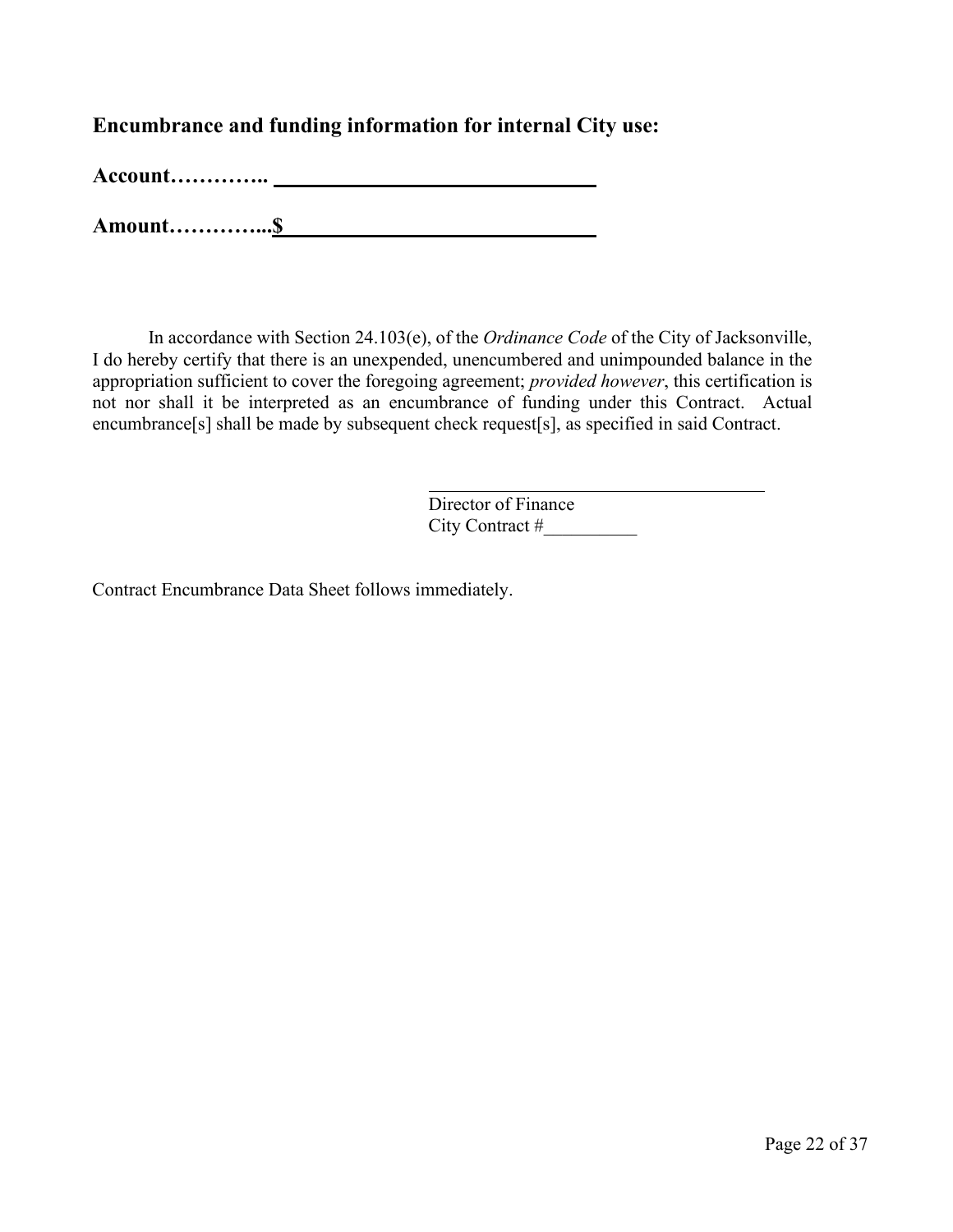**Encumbrance and funding information for internal City use:**

**Account………….. ______________________________**

**Amount…………...$______________________________**

In accordance with Section 24.103(e), of the *Ordinance Code* of the City of Jacksonville, I do hereby certify that there is an unexpended, unencumbered and unimpounded balance in the appropriation sufficient to cover the foregoing agreement; *provided however*, this certification is not nor shall it be interpreted as an encumbrance of funding under this Contract. Actual encumbrance[s] shall be made by subsequent check request[s], as specified in said Contract.

______________________________
Director of Finance
City Contract #__________

Contract Encumbrance Data Sheet follows immediately.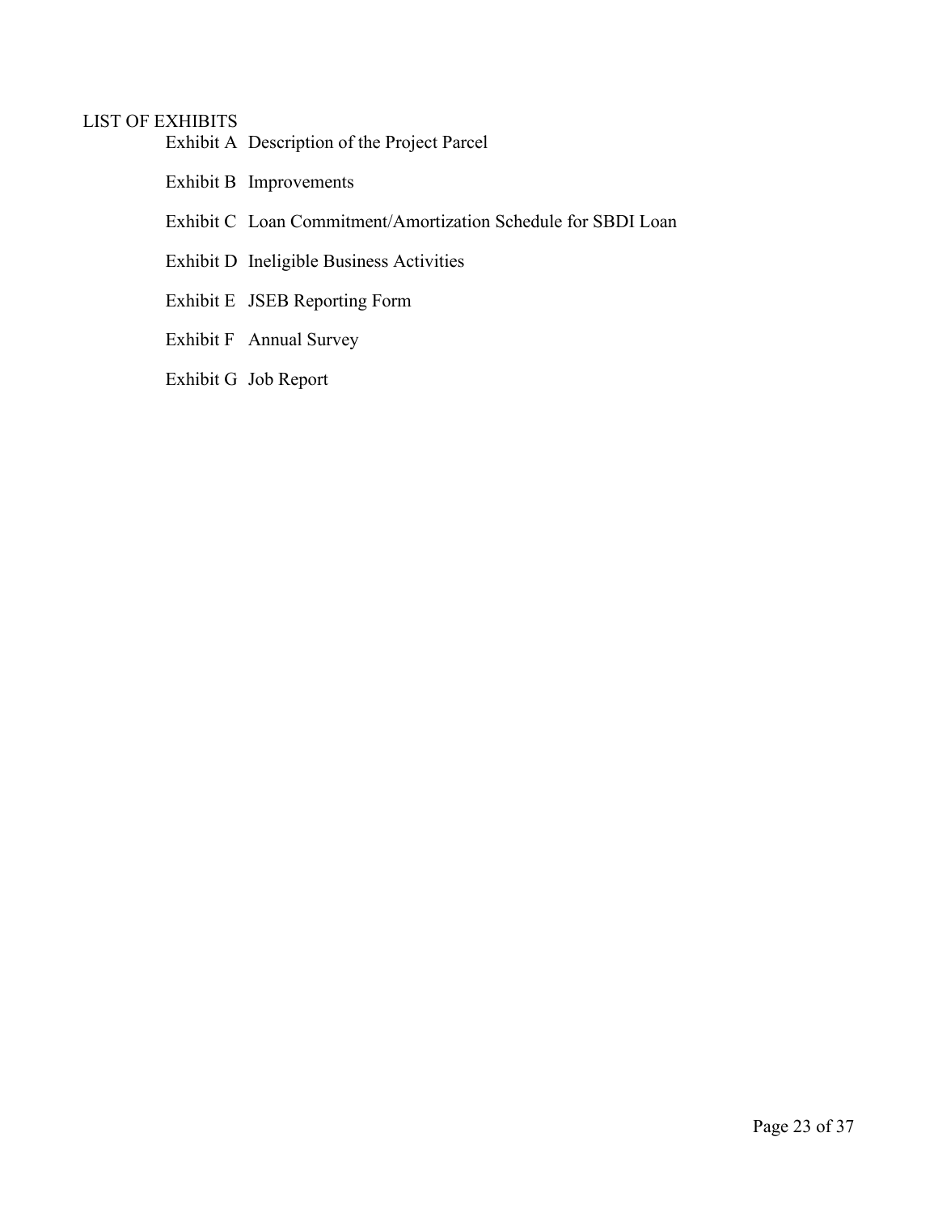LIST OF EXHIBITS

Exhibit A Description of the Project Parcel

Exhibit B Improvements

Exhibit C Loan Commitment/Amortization Schedule for SBDI Loan

Exhibit D Ineligible Business Activities

Exhibit E JSEB Reporting Form

Exhibit F Annual Survey

Exhibit G Job Report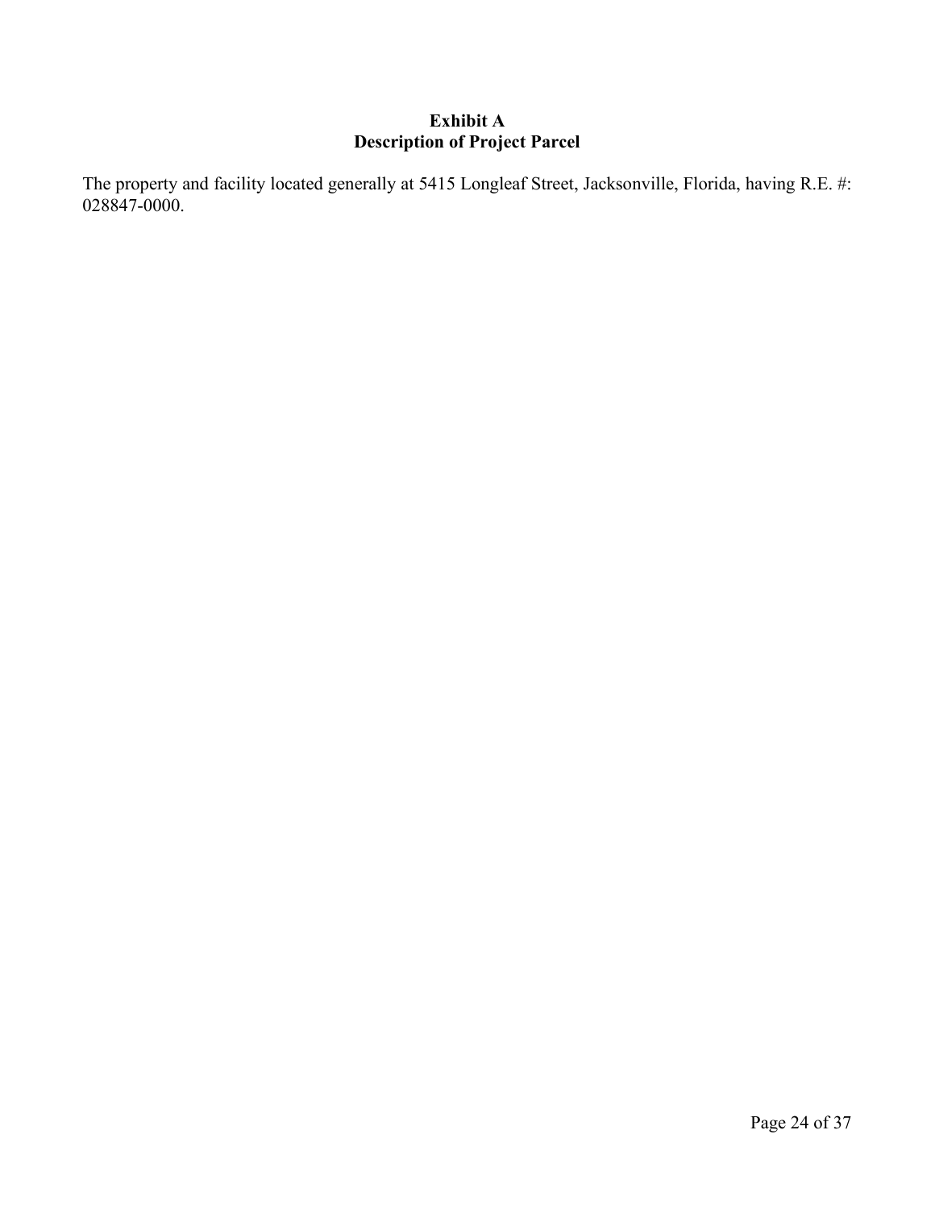**Exhibit A**
**Description of Project Parcel**

The property and facility located generally at 5415 Longleaf Street, Jacksonville, Florida, having R.E. #: 028847-0000.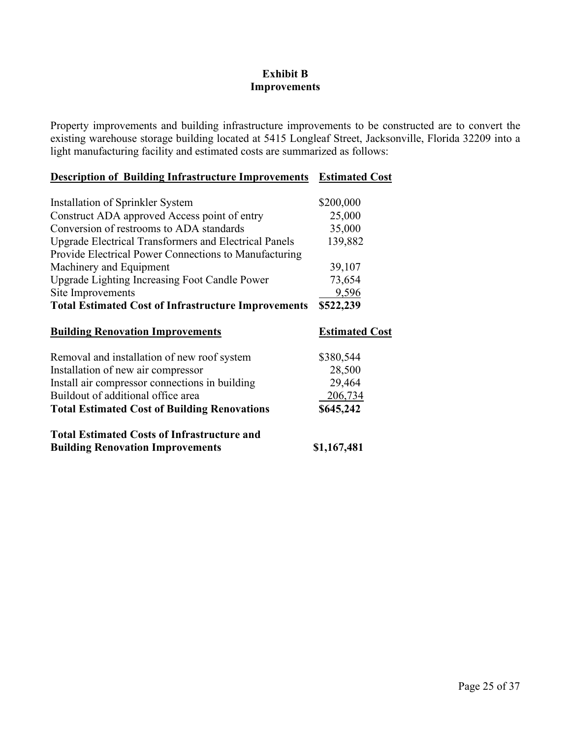**Exhibit B**
**Improvements**

Property improvements and building infrastructure improvements to be constructed are to convert the existing warehouse storage building located at 5415 Longleaf Street, Jacksonville, Florida 32209 into a light manufacturing facility and estimated costs are summarized as follows:

| **Description of Building Infrastructure Improvements** | **Estimated Cost** |
|---|---|
| Installation of Sprinkler System | $200,000 |
| Construct ADA approved Access point of entry | 25,000 |
| Conversion of restrooms to ADA standards | 35,000 |
| Upgrade Electrical Transformers and Electrical Panels | 139,882 |
| Provide Electrical Power Connections to Manufacturing Machinery and Equipment | 39,107 |
| Upgrade Lighting Increasing Foot Candle Power | 73,654 |
| Site Improvements | 9,596 |
| **Total Estimated Cost of Infrastructure Improvements** | **$522,239** |

| **Building Renovation Improvements** | **Estimated Cost** |
|---|---|
| Removal and installation of new roof system | $380,544 |
| Installation of new air compressor | 28,500 |
| Install air compressor connections in building | 29,464 |
| Buildout of additional office area | 206,734 |
| **Total Estimated Cost of Building Renovations** | **$645,242** |

**Total Estimated Costs of Infrastructure and Building Renovation Improvements** **$1,167,481**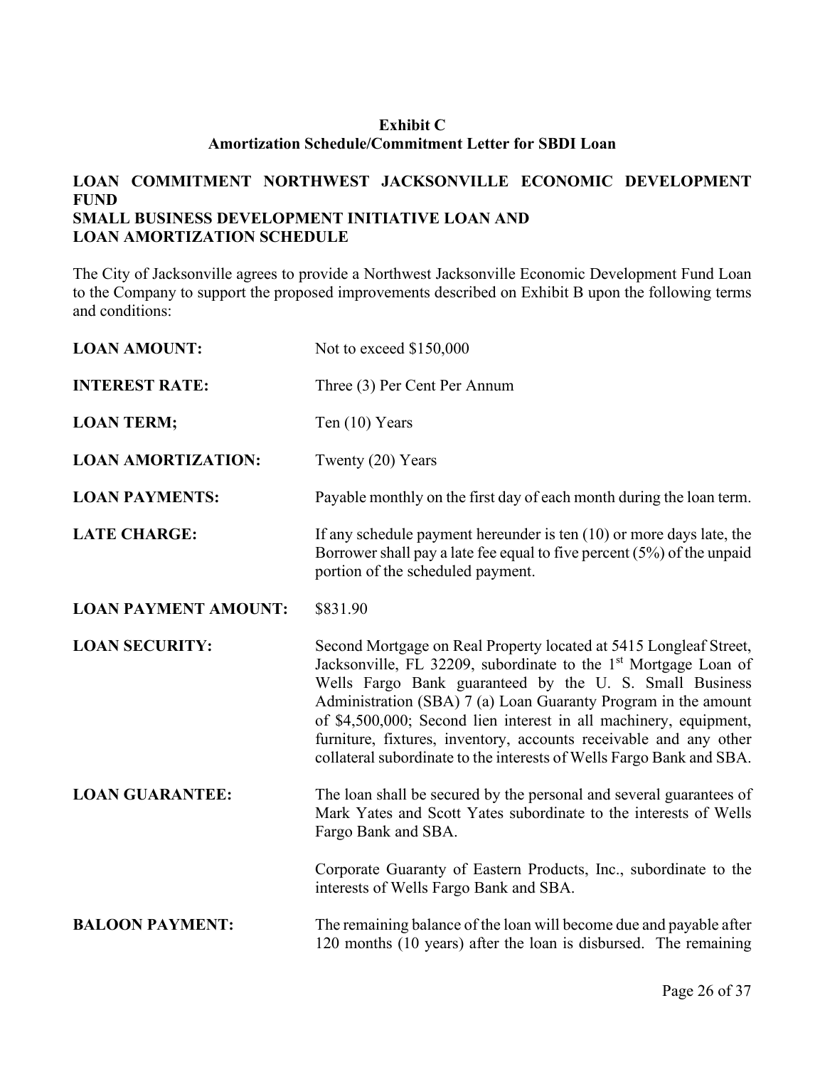**Exhibit C**
**Amortization Schedule/Commitment Letter for SBDI Loan**

**LOAN COMMITMENT NORTHWEST JACKSONVILLE ECONOMIC DEVELOPMENT FUND**
**SMALL BUSINESS DEVELOPMENT INITIATIVE LOAN AND**
**LOAN AMORTIZATION SCHEDULE**

The City of Jacksonville agrees to provide a Northwest Jacksonville Economic Development Fund Loan to the Company to support the proposed improvements described on Exhibit B upon the following terms and conditions:

**LOAN AMOUNT:** Not to exceed $150,000

**INTEREST RATE:** Three (3) Per Cent Per Annum

**LOAN TERM;** Ten (10) Years

**LOAN AMORTIZATION:** Twenty (20) Years

**LOAN PAYMENTS:** Payable monthly on the first day of each month during the loan term.

**LATE CHARGE:** If any schedule payment hereunder is ten (10) or more days late, the Borrower shall pay a late fee equal to five percent (5%) of the unpaid portion of the scheduled payment.

**LOAN PAYMENT AMOUNT:** $831.90

**LOAN SECURITY:** Second Mortgage on Real Property located at 5415 Longleaf Street, Jacksonville, FL 32209, subordinate to the 1st Mortgage Loan of Wells Fargo Bank guaranteed by the U. S. Small Business Administration (SBA) 7 (a) Loan Guaranty Program in the amount of $4,500,000; Second lien interest in all machinery, equipment, furniture, fixtures, inventory, accounts receivable and any other collateral subordinate to the interests of Wells Fargo Bank and SBA.

**LOAN GUARANTEE:** The loan shall be secured by the personal and several guarantees of Mark Yates and Scott Yates subordinate to the interests of Wells Fargo Bank and SBA.

Corporate Guaranty of Eastern Products, Inc., subordinate to the interests of Wells Fargo Bank and SBA.

**BALOON PAYMENT:** The remaining balance of the loan will become due and payable after 120 months (10 years) after the loan is disbursed. The remaining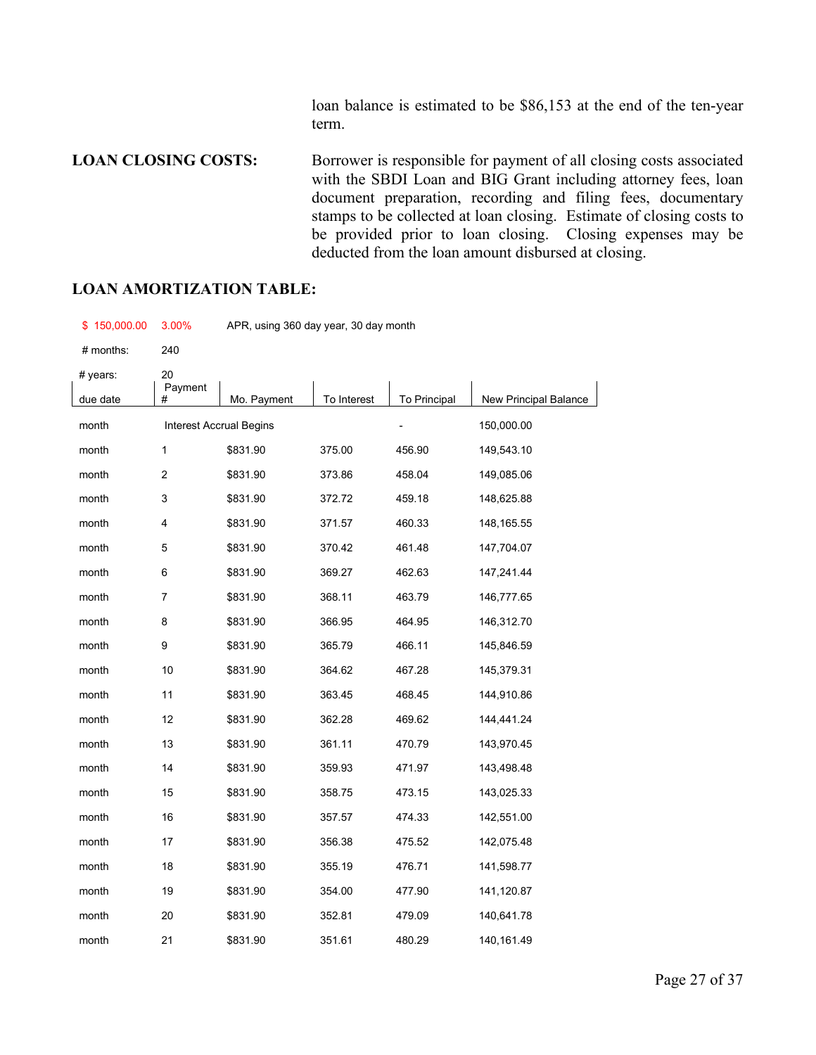loan balance is estimated to be $86,153 at the end of the ten-year term.

**LOAN CLOSING COSTS:** Borrower is responsible for payment of all closing costs associated with the SBDI Loan and BIG Grant including attorney fees, loan document preparation, recording and filing fees, documentary stamps to be collected at loan closing. Estimate of closing costs to be provided prior to loan closing. Closing expenses may be deducted from the loan amount disbursed at closing.

## LOAN AMORTIZATION TABLE:

$ 150,000.00 3.00% APR, using 360 day year, 30 day month

# months: 240

# years: 20

| due date | Payment # | Mo. Payment | To Interest | To Principal | New Principal Balance |
|---|---|---|---|---|---|
| month | Interest Accrual Begins | | | - | 150,000.00 |
| month | 1 | $831.90 | 375.00 | 456.90 | 149,543.10 |
| month | 2 | $831.90 | 373.86 | 458.04 | 149,085.06 |
| month | 3 | $831.90 | 372.72 | 459.18 | 148,625.88 |
| month | 4 | $831.90 | 371.57 | 460.33 | 148,165.55 |
| month | 5 | $831.90 | 370.42 | 461.48 | 147,704.07 |
| month | 6 | $831.90 | 369.27 | 462.63 | 147,241.44 |
| month | 7 | $831.90 | 368.11 | 463.79 | 146,777.65 |
| month | 8 | $831.90 | 366.95 | 464.95 | 146,312.70 |
| month | 9 | $831.90 | 365.79 | 466.11 | 145,846.59 |
| month | 10 | $831.90 | 364.62 | 467.28 | 145,379.31 |
| month | 11 | $831.90 | 363.45 | 468.45 | 144,910.86 |
| month | 12 | $831.90 | 362.28 | 469.62 | 144,441.24 |
| month | 13 | $831.90 | 361.11 | 470.79 | 143,970.45 |
| month | 14 | $831.90 | 359.93 | 471.97 | 143,498.48 |
| month | 15 | $831.90 | 358.75 | 473.15 | 143,025.33 |
| month | 16 | $831.90 | 357.57 | 474.33 | 142,551.00 |
| month | 17 | $831.90 | 356.38 | 475.52 | 142,075.48 |
| month | 18 | $831.90 | 355.19 | 476.71 | 141,598.77 |
| month | 19 | $831.90 | 354.00 | 477.90 | 141,120.87 |
| month | 20 | $831.90 | 352.81 | 479.09 | 140,641.78 |
| month | 21 | $831.90 | 351.61 | 480.29 | 140,161.49 |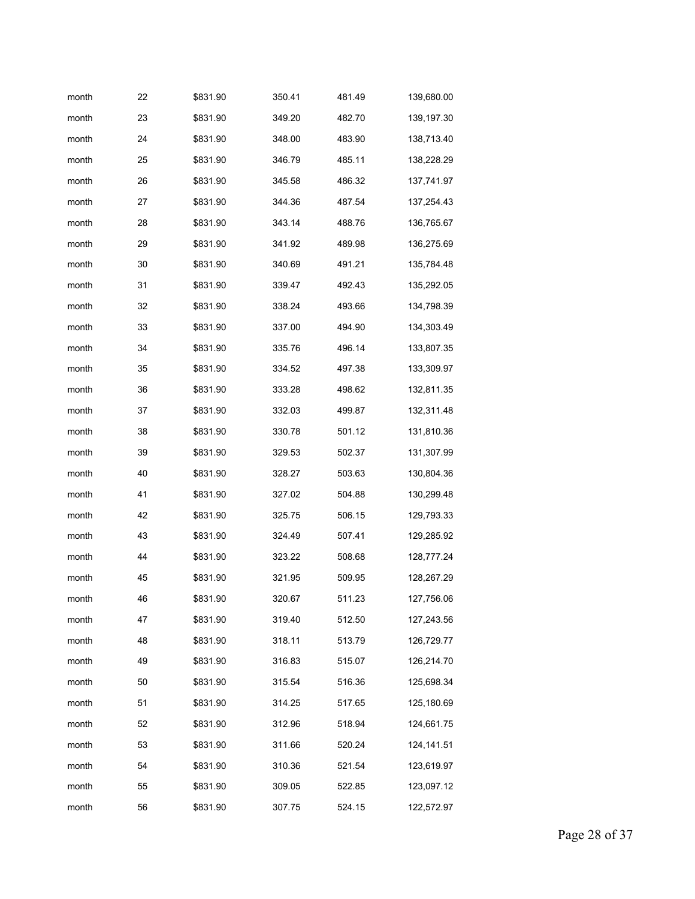| | | | | | |
|---|---|---|---|---|---|
| month | 22 | $831.90 | 350.41 | 481.49 | 139,680.00 |
| month | 23 | $831.90 | 349.20 | 482.70 | 139,197.30 |
| month | 24 | $831.90 | 348.00 | 483.90 | 138,713.40 |
| month | 25 | $831.90 | 346.79 | 485.11 | 138,228.29 |
| month | 26 | $831.90 | 345.58 | 486.32 | 137,741.97 |
| month | 27 | $831.90 | 344.36 | 487.54 | 137,254.43 |
| month | 28 | $831.90 | 343.14 | 488.76 | 136,765.67 |
| month | 29 | $831.90 | 341.92 | 489.98 | 136,275.69 |
| month | 30 | $831.90 | 340.69 | 491.21 | 135,784.48 |
| month | 31 | $831.90 | 339.47 | 492.43 | 135,292.05 |
| month | 32 | $831.90 | 338.24 | 493.66 | 134,798.39 |
| month | 33 | $831.90 | 337.00 | 494.90 | 134,303.49 |
| month | 34 | $831.90 | 335.76 | 496.14 | 133,807.35 |
| month | 35 | $831.90 | 334.52 | 497.38 | 133,309.97 |
| month | 36 | $831.90 | 333.28 | 498.62 | 132,811.35 |
| month | 37 | $831.90 | 332.03 | 499.87 | 132,311.48 |
| month | 38 | $831.90 | 330.78 | 501.12 | 131,810.36 |
| month | 39 | $831.90 | 329.53 | 502.37 | 131,307.99 |
| month | 40 | $831.90 | 328.27 | 503.63 | 130,804.36 |
| month | 41 | $831.90 | 327.02 | 504.88 | 130,299.48 |
| month | 42 | $831.90 | 325.75 | 506.15 | 129,793.33 |
| month | 43 | $831.90 | 324.49 | 507.41 | 129,285.92 |
| month | 44 | $831.90 | 323.22 | 508.68 | 128,777.24 |
| month | 45 | $831.90 | 321.95 | 509.95 | 128,267.29 |
| month | 46 | $831.90 | 320.67 | 511.23 | 127,756.06 |
| month | 47 | $831.90 | 319.40 | 512.50 | 127,243.56 |
| month | 48 | $831.90 | 318.11 | 513.79 | 126,729.77 |
| month | 49 | $831.90 | 316.83 | 515.07 | 126,214.70 |
| month | 50 | $831.90 | 315.54 | 516.36 | 125,698.34 |
| month | 51 | $831.90 | 314.25 | 517.65 | 125,180.69 |
| month | 52 | $831.90 | 312.96 | 518.94 | 124,661.75 |
| month | 53 | $831.90 | 311.66 | 520.24 | 124,141.51 |
| month | 54 | $831.90 | 310.36 | 521.54 | 123,619.97 |
| month | 55 | $831.90 | 309.05 | 522.85 | 123,097.12 |
| month | 56 | $831.90 | 307.75 | 524.15 | 122,572.97 |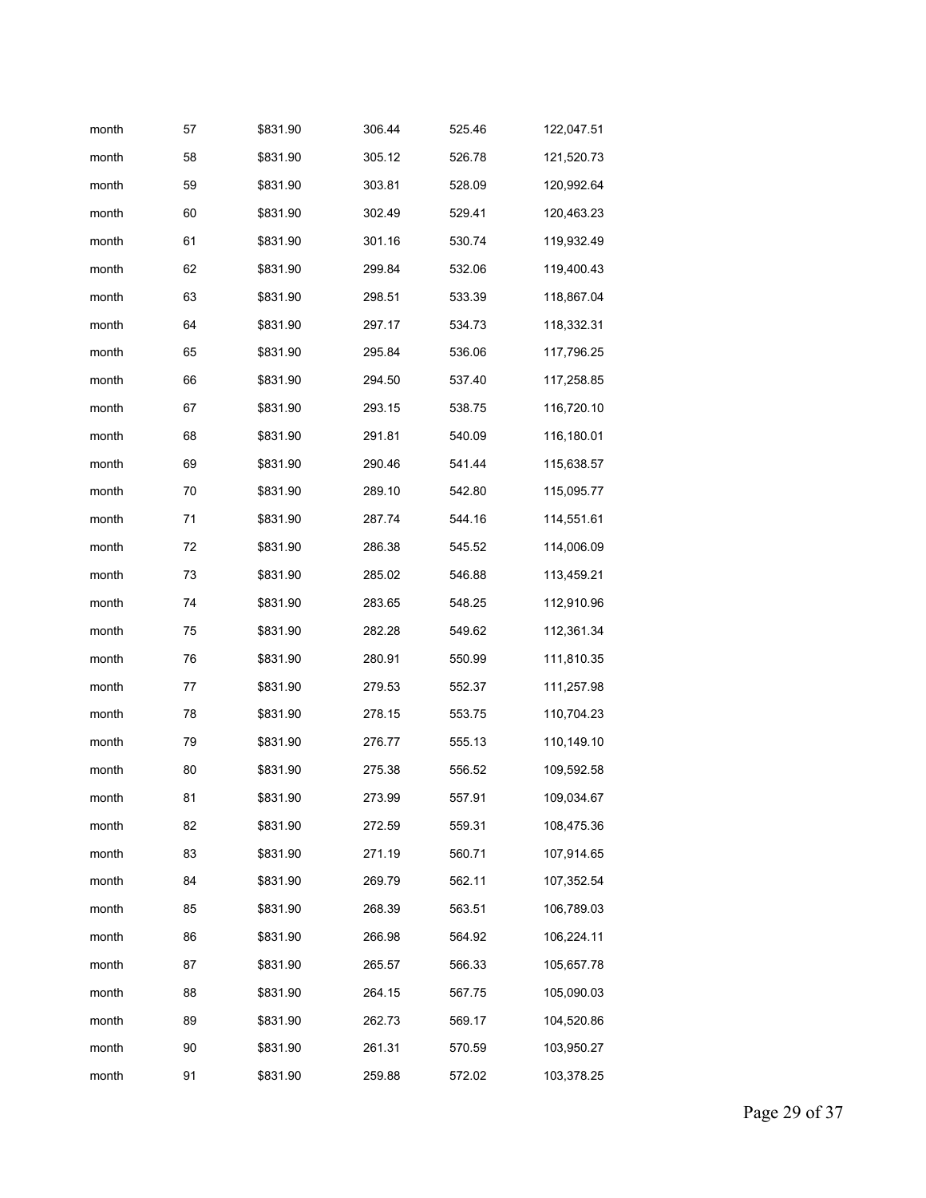| | | | | | |
|---|---|---|---|---|---|
| month | 57 | $831.90 | 306.44 | 525.46 | 122,047.51 |
| month | 58 | $831.90 | 305.12 | 526.78 | 121,520.73 |
| month | 59 | $831.90 | 303.81 | 528.09 | 120,992.64 |
| month | 60 | $831.90 | 302.49 | 529.41 | 120,463.23 |
| month | 61 | $831.90 | 301.16 | 530.74 | 119,932.49 |
| month | 62 | $831.90 | 299.84 | 532.06 | 119,400.43 |
| month | 63 | $831.90 | 298.51 | 533.39 | 118,867.04 |
| month | 64 | $831.90 | 297.17 | 534.73 | 118,332.31 |
| month | 65 | $831.90 | 295.84 | 536.06 | 117,796.25 |
| month | 66 | $831.90 | 294.50 | 537.40 | 117,258.85 |
| month | 67 | $831.90 | 293.15 | 538.75 | 116,720.10 |
| month | 68 | $831.90 | 291.81 | 540.09 | 116,180.01 |
| month | 69 | $831.90 | 290.46 | 541.44 | 115,638.57 |
| month | 70 | $831.90 | 289.10 | 542.80 | 115,095.77 |
| month | 71 | $831.90 | 287.74 | 544.16 | 114,551.61 |
| month | 72 | $831.90 | 286.38 | 545.52 | 114,006.09 |
| month | 73 | $831.90 | 285.02 | 546.88 | 113,459.21 |
| month | 74 | $831.90 | 283.65 | 548.25 | 112,910.96 |
| month | 75 | $831.90 | 282.28 | 549.62 | 112,361.34 |
| month | 76 | $831.90 | 280.91 | 550.99 | 111,810.35 |
| month | 77 | $831.90 | 279.53 | 552.37 | 111,257.98 |
| month | 78 | $831.90 | 278.15 | 553.75 | 110,704.23 |
| month | 79 | $831.90 | 276.77 | 555.13 | 110,149.10 |
| month | 80 | $831.90 | 275.38 | 556.52 | 109,592.58 |
| month | 81 | $831.90 | 273.99 | 557.91 | 109,034.67 |
| month | 82 | $831.90 | 272.59 | 559.31 | 108,475.36 |
| month | 83 | $831.90 | 271.19 | 560.71 | 107,914.65 |
| month | 84 | $831.90 | 269.79 | 562.11 | 107,352.54 |
| month | 85 | $831.90 | 268.39 | 563.51 | 106,789.03 |
| month | 86 | $831.90 | 266.98 | 564.92 | 106,224.11 |
| month | 87 | $831.90 | 265.57 | 566.33 | 105,657.78 |
| month | 88 | $831.90 | 264.15 | 567.75 | 105,090.03 |
| month | 89 | $831.90 | 262.73 | 569.17 | 104,520.86 |
| month | 90 | $831.90 | 261.31 | 570.59 | 103,950.27 |
| month | 91 | $831.90 | 259.88 | 572.02 | 103,378.25 |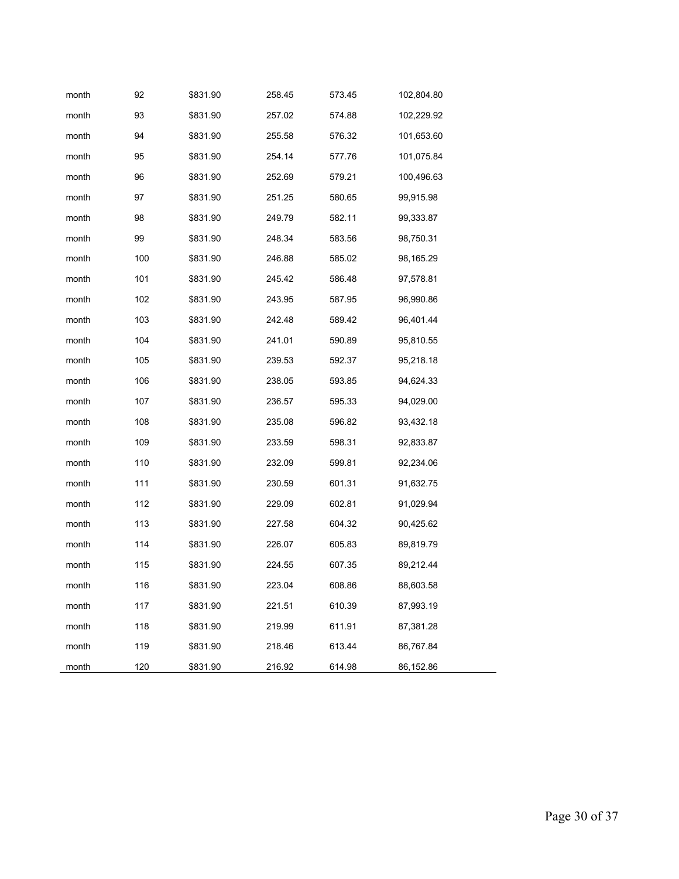| | | | | | |
|---|---|---|---|---|---|
| month | 92 | $831.90 | 258.45 | 573.45 | 102,804.80 |
| month | 93 | $831.90 | 257.02 | 574.88 | 102,229.92 |
| month | 94 | $831.90 | 255.58 | 576.32 | 101,653.60 |
| month | 95 | $831.90 | 254.14 | 577.76 | 101,075.84 |
| month | 96 | $831.90 | 252.69 | 579.21 | 100,496.63 |
| month | 97 | $831.90 | 251.25 | 580.65 | 99,915.98 |
| month | 98 | $831.90 | 249.79 | 582.11 | 99,333.87 |
| month | 99 | $831.90 | 248.34 | 583.56 | 98,750.31 |
| month | 100 | $831.90 | 246.88 | 585.02 | 98,165.29 |
| month | 101 | $831.90 | 245.42 | 586.48 | 97,578.81 |
| month | 102 | $831.90 | 243.95 | 587.95 | 96,990.86 |
| month | 103 | $831.90 | 242.48 | 589.42 | 96,401.44 |
| month | 104 | $831.90 | 241.01 | 590.89 | 95,810.55 |
| month | 105 | $831.90 | 239.53 | 592.37 | 95,218.18 |
| month | 106 | $831.90 | 238.05 | 593.85 | 94,624.33 |
| month | 107 | $831.90 | 236.57 | 595.33 | 94,029.00 |
| month | 108 | $831.90 | 235.08 | 596.82 | 93,432.18 |
| month | 109 | $831.90 | 233.59 | 598.31 | 92,833.87 |
| month | 110 | $831.90 | 232.09 | 599.81 | 92,234.06 |
| month | 111 | $831.90 | 230.59 | 601.31 | 91,632.75 |
| month | 112 | $831.90 | 229.09 | 602.81 | 91,029.94 |
| month | 113 | $831.90 | 227.58 | 604.32 | 90,425.62 |
| month | 114 | $831.90 | 226.07 | 605.83 | 89,819.79 |
| month | 115 | $831.90 | 224.55 | 607.35 | 89,212.44 |
| month | 116 | $831.90 | 223.04 | 608.86 | 88,603.58 |
| month | 117 | $831.90 | 221.51 | 610.39 | 87,993.19 |
| month | 118 | $831.90 | 219.99 | 611.91 | 87,381.28 |
| month | 119 | $831.90 | 218.46 | 613.44 | 86,767.84 |
| month | 120 | $831.90 | 216.92 | 614.98 | 86,152.86 |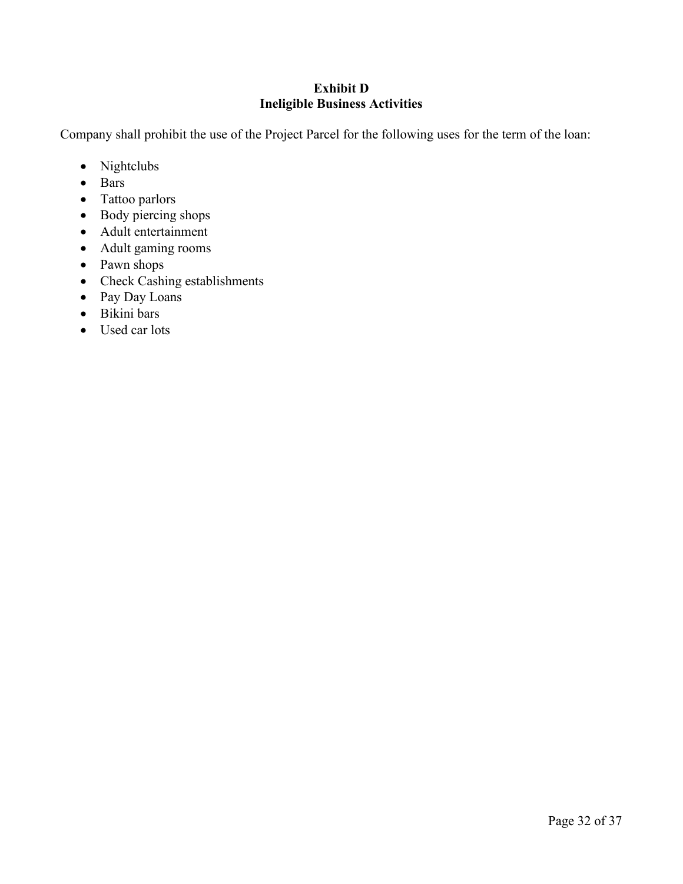**Exhibit D**
**Ineligible Business Activities**

Company shall prohibit the use of the Project Parcel for the following uses for the term of the loan:

- Nightclubs
- Bars
- Tattoo parlors
- Body piercing shops
- Adult entertainment
- Adult gaming rooms
- Pawn shops
- Check Cashing establishments
- Pay Day Loans
- Bikini bars
- Used car lots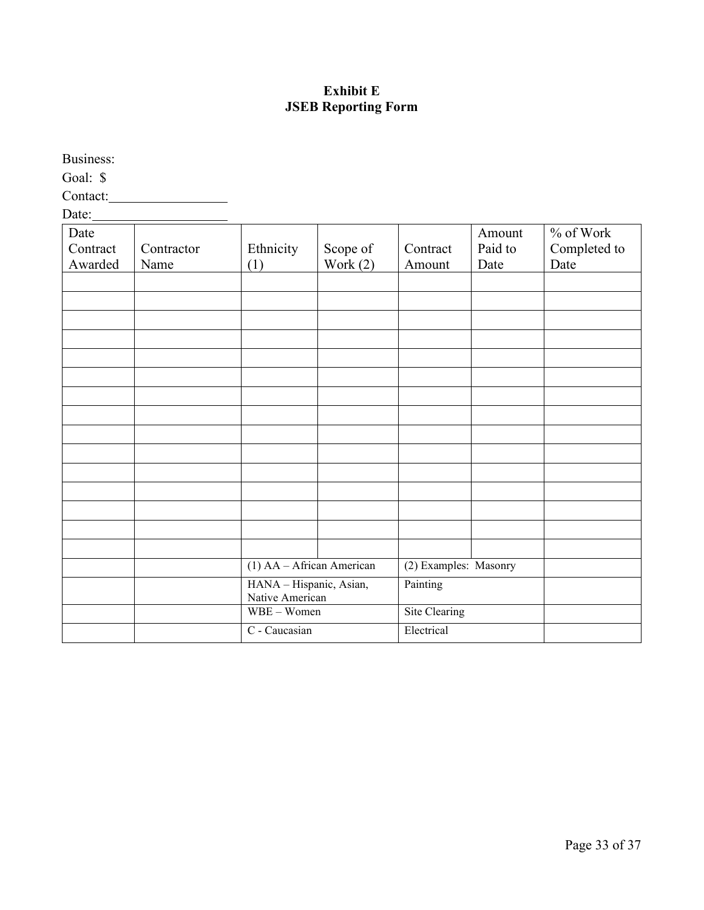**Exhibit E**
**JSEB Reporting Form**

Business:

Goal: $

Contact:_________________

Date:___________________

| Date Contract Awarded | Contractor Name | Ethnicity (1) | Scope of Work (2) | Contract Amount | Amount Paid to Date | % of Work Completed to Date |
|---|---|---|---|---|---|---|
| | | | | | | |
| | | | | | | |
| | | | | | | |
| | | | | | | |
| | | | | | | |
| | | | | | | |
| | | | | | | |
| | | | | | | |
| | | | | | | |
| | | | | | | |
| | | | | | | |
| | | | | | | |
| | | | | | | |
| | | | | | | |
| | | | | | | |
| | | (1) AA – African American | | (2) Examples: Masonry | | |
| | | HANA – Hispanic, Asian, Native American | | Painting | | |
| | | WBE – Women | | Site Clearing | | |
| | | C - Caucasian | | Electrical | | |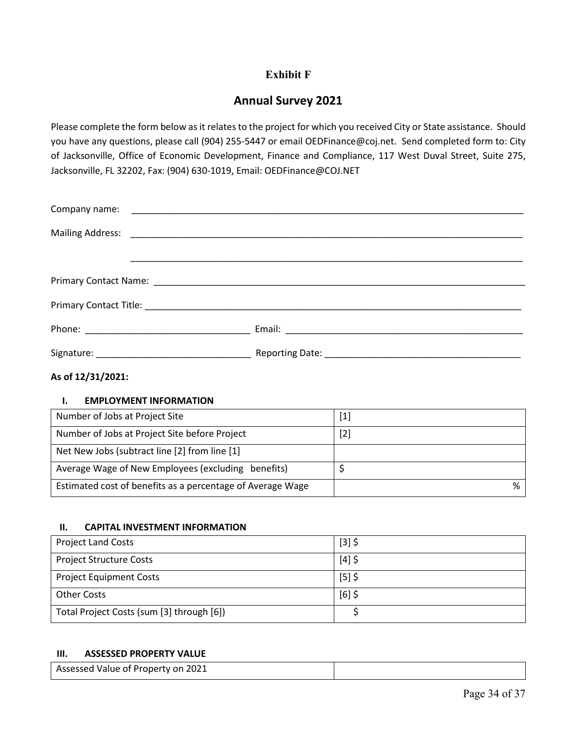**Exhibit F**

## Annual Survey 2021

Please complete the form below as it relates to the project for which you received City or State assistance. Should you have any questions, please call (904) 255-5447 or email OEDFinance@coj.net. Send completed form to: City of Jacksonville, Office of Economic Development, Finance and Compliance, 117 West Duval Street, Suite 275, Jacksonville, FL 32202, Fax: (904) 630-1019, Email: OEDFinance@COJ.NET

Company name: ______________________________________________________________________________

Mailing Address: ______________________________________________________________________________

______________________________________________________________________________

Primary Contact Name: ______________________________________________________________________________

Primary Contact Title: ______________________________________________________________________________

Phone: ________________________________ Email: ______________________________________________

Signature: ______________________________ Reporting Date: ______________________________________

**As of 12/31/2021:**

**I. EMPLOYMENT INFORMATION**

| | |
|---|---|
| Number of Jobs at Project Site | [1] |
| Number of Jobs at Project Site before Project | [2] |
| Net New Jobs (subtract line [2] from line [1] | |
| Average Wage of New Employees (excluding benefits) | $ |
| Estimated cost of benefits as a percentage of Average Wage | % |

**II. CAPITAL INVESTMENT INFORMATION**

| | |
|---|---|
| Project Land Costs | [3] $ |
| Project Structure Costs | [4] $ |
| Project Equipment Costs | [5] $ |
| Other Costs | [6] $ |
| Total Project Costs (sum [3] through [6]) | $ |

**III. ASSESSED PROPERTY VALUE**

| | |
|---|---|
| Assessed Value of Property on 2021 | |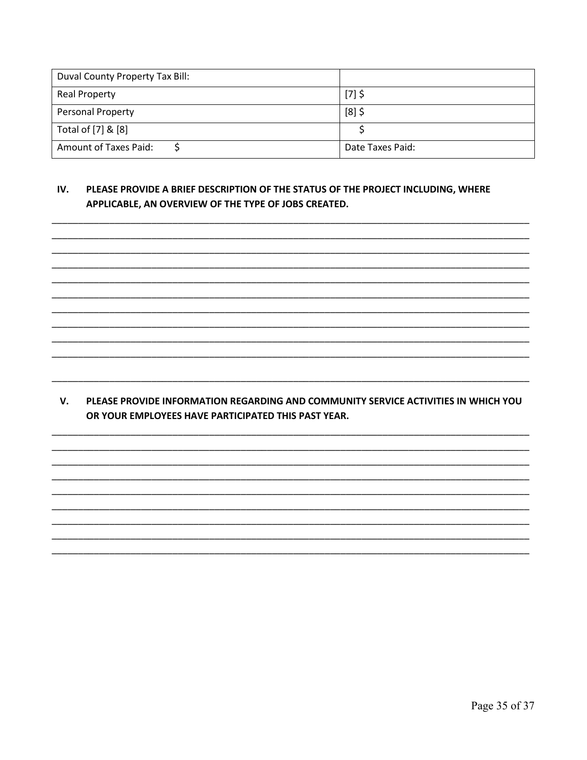| Duval County Property Tax Bill: | |
|---|---|
| Real Property | [7] $ |
| Personal Property | [8] $ |
| Total of [7] & [8] | $ |
| Amount of Taxes Paid: $ | Date Taxes Paid: |

## IV. PLEASE PROVIDE A BRIEF DESCRIPTION OF THE STATUS OF THE PROJECT INCLUDING, WHERE APPLICABLE, AN OVERVIEW OF THE TYPE OF JOBS CREATED.

______________________________________________________________________________
______________________________________________________________________________
______________________________________________________________________________
______________________________________________________________________________
______________________________________________________________________________
______________________________________________________________________________
______________________________________________________________________________
______________________________________________________________________________
______________________________________________________________________________
______________________________________________________________________________

______________________________________________________________________________

## V. PLEASE PROVIDE INFORMATION REGARDING AND COMMUNITY SERVICE ACTIVITIES IN WHICH YOU OR YOUR EMPLOYEES HAVE PARTICIPATED THIS PAST YEAR.

______________________________________________________________________________
______________________________________________________________________________
______________________________________________________________________________
______________________________________________________________________________
______________________________________________________________________________
______________________________________________________________________________
______________________________________________________________________________
______________________________________________________________________________
______________________________________________________________________________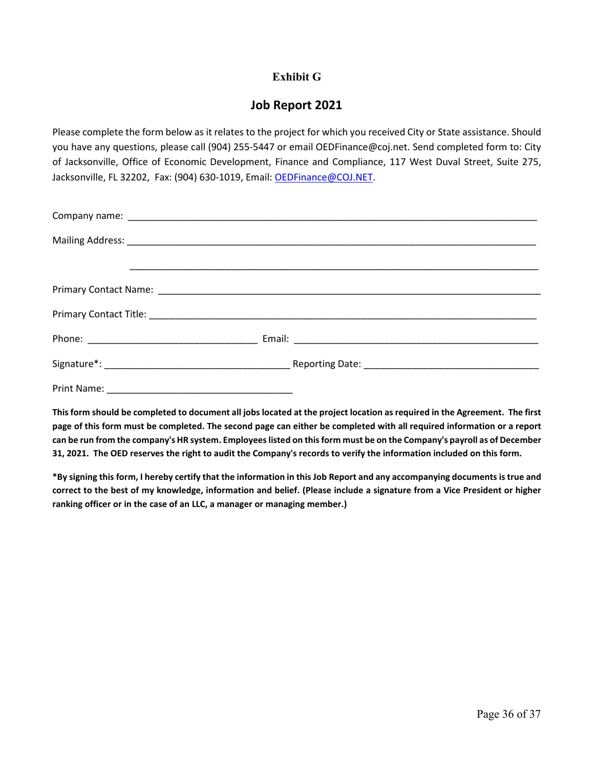# Exhibit G

## Job Report 2021

Please complete the form below as it relates to the project for which you received City or State assistance. Should you have any questions, please call (904) 255-5447 or email OEDFinance@coj.net. Send completed form to: City of Jacksonville, Office of Economic Development, Finance and Compliance, 117 West Duval Street, Suite 275, Jacksonville, FL 32202, Fax: (904) 630-1019, Email: OEDFinance@COJ.NET.

Company name: ______________________________________________________________________________

Mailing Address: ____________________________________________________________________________

_____________________________________________________________________________

Primary Contact Name: _______________________________________________________________________

Primary Contact Title: ________________________________________________________________________

Phone: ________________________________ Email: _______________________________________________

Signature*: __________________________________ Reporting Date: ________________________________

Print Name: __________________________________

**This form should be completed to document all jobs located at the project location as required in the Agreement. The first page of this form must be completed. The second page can either be completed with all required information or a report can be run from the company's HR system. Employees listed on this form must be on the Company's payroll as of December 31, 2021. The OED reserves the right to audit the Company's records to verify the information included on this form.**

**\*By signing this form, I hereby certify that the information in this Job Report and any accompanying documents is true and correct to the best of my knowledge, information and belief. (Please include a signature from a Vice President or higher ranking officer or in the case of an LLC, a manager or managing member.)**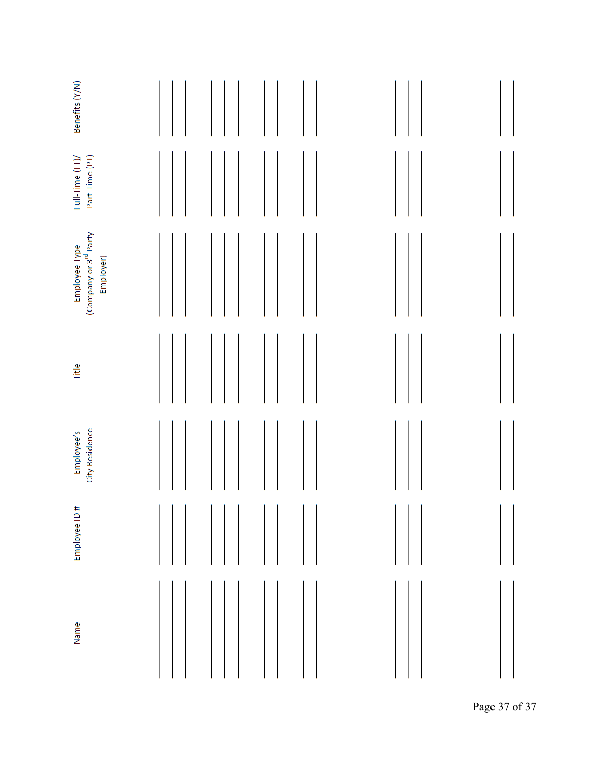| Name | Employee ID # | Employee's City Residence | Title | Employee Type (Company or 3rd Party Employer) | Full-Time (FT)/ Part-Time (PT) | Benefits (Y/N) |
|---|---|---|---|---|---|---|
| | | | | | | |
| | | | | | | |
| | | | | | | |
| | | | | | | |
| | | | | | | |
| | | | | | | |
| | | | | | | |
| | | | | | | |
| | | | | | | |
| | | | | | | |
| | | | | | | |
| | | | | | | |
| | | | | | | |
| | | | | | | |
| | | | | | | |
| | | | | | | |
| | | | | | | |
| | | | | | | |
| | | | | | | |
| | | | | | | |
| | | | | | | |
| | | | | | | |
| | | | | | | |
| | | | | | | |
| | | | | | | |
| | | | | | | |
| | | | | | | |
| | | | | | | |
| | | | | | | |